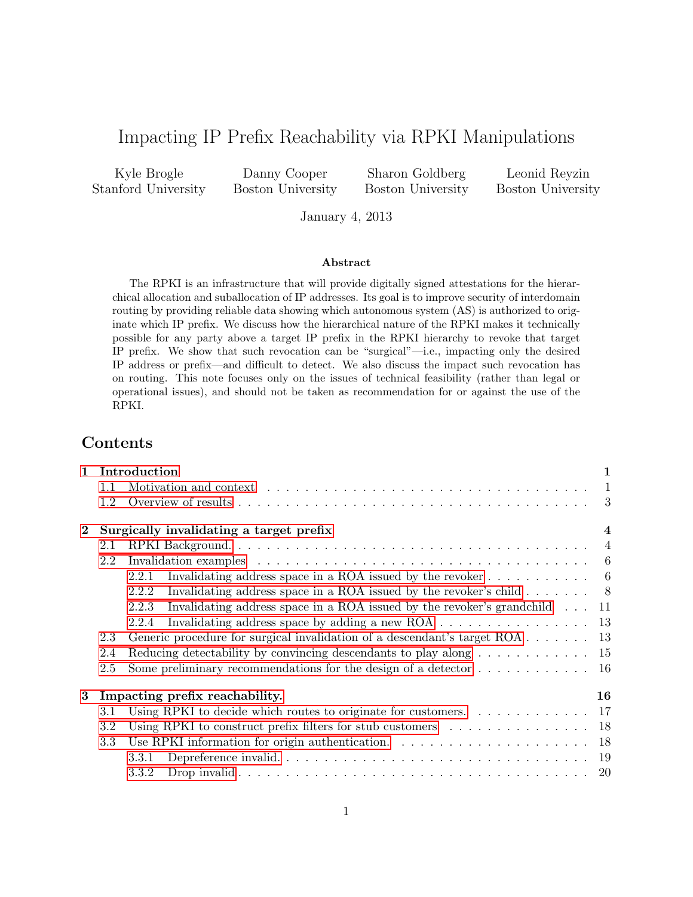# Impacting IP Prefix Reachability via RPKI Manipulations

Kyle Brogle, Stanford University

Danny Cooper, Boston University

Sharon Goldberg, Boston University

Leonid Reyzin, Boston University

January 4, 2013

### Abstract

The RPKI is an infrastructure that will provide digitally signed attestations for the hierarchical allocation and suballocation of IP addresses. Its goal is to improve security of interdomain routing by providing reliable data showing which autonomous system (AS) is authorized to originate which IP prefix. We discuss how the hierarchical nature of the RPKI makes it technically possible for any party above a target IP prefix in the RPKI hierarchy to revoke that target IP prefix. We show that such revocation can be "surgical"—i.e., impacting only the desired IP address or prefix—and difficult to detect. We also discuss the impact such revocation has on routing. This note focuses only on the issues of technical feasibility (rather than legal or operational issues), and should not be taken as recommendation for or against the use of the RPKI.

## Contents

- **1 Introduction** — 1
  - 1.1 Motivation and context — 1
  - 1.2 Overview of results — 3
- **2 Surgically invalidating a target prefix** — 4
  - 2.1 RPKI Background. — 4
  - 2.2 Invalidation examples — 6
    - 2.2.1 Invalidating address space in a ROA issued by the revoker — 6
    - 2.2.2 Invalidating address space in a ROA issued by the revoker's child — 8
    - 2.2.3 Invalidating address space in a ROA issued by the revoker's grandchild — 11
    - 2.2.4 Invalidating address space by adding a new ROA — 13
  - 2.3 Generic procedure for surgical invalidation of a descendant's target ROA — 13
  - 2.4 Reducing detectability by convincing descendants to play along — 15
  - 2.5 Some preliminary recommendations for the design of a detector — 16
- **3 Impacting prefix reachability.** — 16
  - 3.1 Using RPKI to decide which routes to originate for customers. — 17
  - 3.2 Using RPKI to construct prefix filters for stub customers — 18
  - 3.3 Use RPKI information for origin authentication. — 18
    - 3.3.1 Depreference invalid. — 19
    - 3.3.2 Drop invalid — 20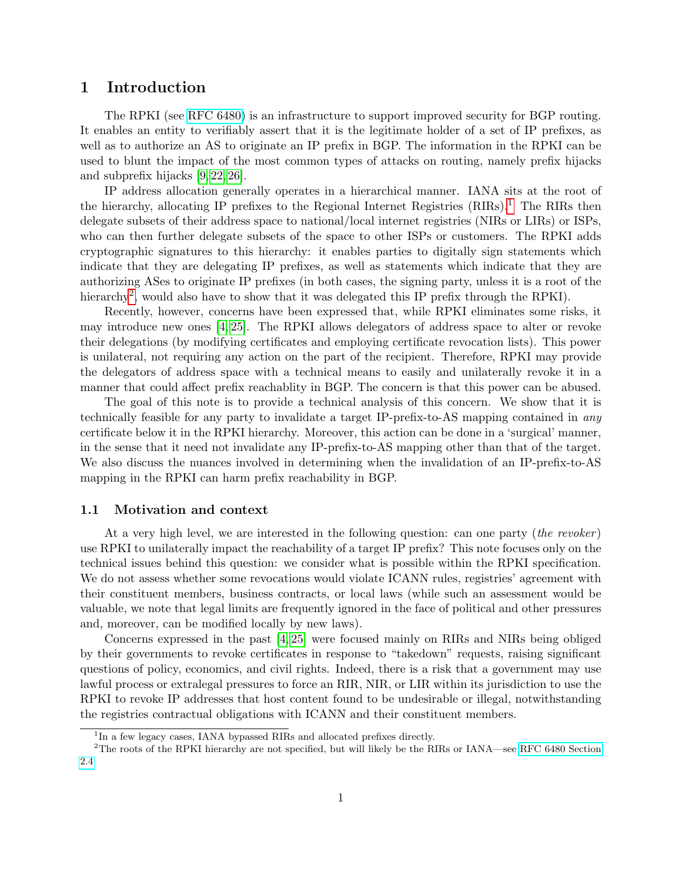# 1 Introduction

The RPKI (see RFC 6480) is an infrastructure to support improved security for BGP routing. It enables an entity to verifiably assert that it is the legitimate holder of a set of IP prefixes, as well as to authorize an AS to originate an IP prefix in BGP. The information in the RPKI can be used to blunt the impact of the most common types of attacks on routing, namely prefix hijacks and subprefix hijacks [9,22,26].

IP address allocation generally operates in a hierarchical manner. IANA sits at the root of the hierarchy, allocating IP prefixes to the Regional Internet Registries (RIRs).[1] The RIRs then delegate subsets of their address space to national/local internet registries (NIRs or LIRs) or ISPs, who can then further delegate subsets of the space to other ISPs or customers. The RPKI adds cryptographic signatures to this hierarchy: it enables parties to digitally sign statements which indicate that they are delegating IP prefixes, as well as statements which indicate that they are authorizing ASes to originate IP prefixes (in both cases, the signing party, unless it is a root of the hierarchy[2], would also have to show that it was delegated this IP prefix through the RPKI).

Recently, however, concerns have been expressed that, while RPKI eliminates some risks, it may introduce new ones [4,25]. The RPKI allows delegators of address space to alter or revoke their delegations (by modifying certificates and employing certificate revocation lists). This power is unilateral, not requiring any action on the part of the recipient. Therefore, RPKI may provide the delegators of address space with a technical means to easily and unilaterally revoke it in a manner that could affect prefix reachablity in BGP. The concern is that this power can be abused.

The goal of this note is to provide a technical analysis of this concern. We show that it is technically feasible for any party to invalidate a target IP-prefix-to-AS mapping contained in *any* certificate below it in the RPKI hierarchy. Moreover, this action can be done in a 'surgical' manner, in the sense that it need not invalidate any IP-prefix-to-AS mapping other than that of the target. We also discuss the nuances involved in determining when the invalidation of an IP-prefix-to-AS mapping in the RPKI can harm prefix reachability in BGP.

## 1.1 Motivation and context

At a very high level, we are interested in the following question: can one party (*the revoker*) use RPKI to unilaterally impact the reachability of a target IP prefix? This note focuses only on the technical issues behind this question: we consider what is possible within the RPKI specification. We do not assess whether some revocations would violate ICANN rules, registries' agreement with their constituent members, business contracts, or local laws (while such an assessment would be valuable, we note that legal limits are frequently ignored in the face of political and other pressures and, moreover, can be modified locally by new laws).

Concerns expressed in the past [4,25] were focused mainly on RIRs and NIRs being obliged by their governments to revoke certificates in response to "takedown" requests, raising significant questions of policy, economics, and civil rights. Indeed, there is a risk that a government may use lawful process or extralegal pressures to force an RIR, NIR, or LIR within its jurisdiction to use the RPKI to revoke IP addresses that host content found to be undesirable or illegal, notwithstanding the registries contractual obligations with ICANN and their constituent members.

[1] In a few legacy cases, IANA bypassed RIRs and allocated prefixes directly.

[2] The roots of the RPKI hierarchy are not specified, but will likely be the RIRs or IANA—see RFC 6480 Section 2.4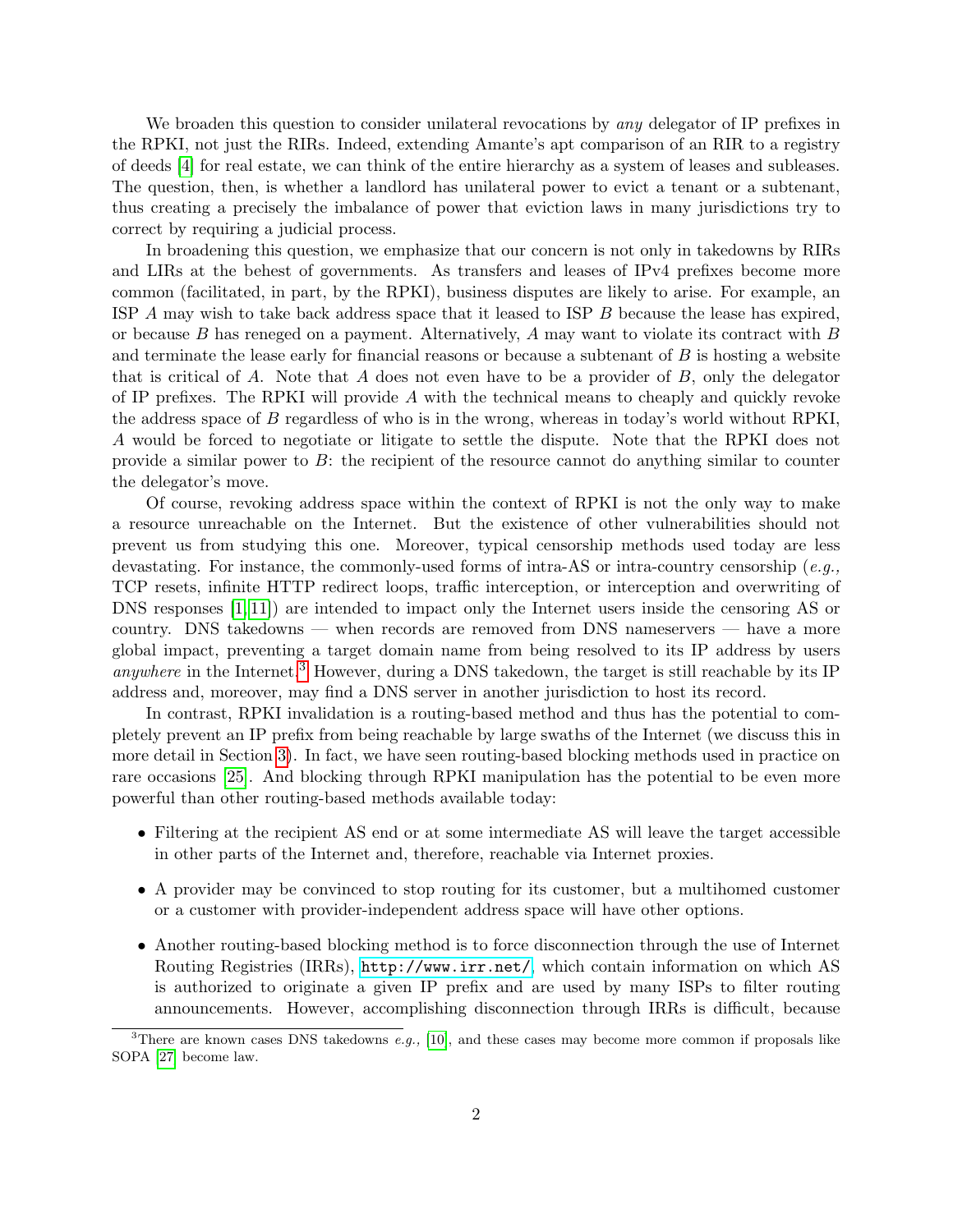We broaden this question to consider unilateral revocations by *any* delegator of IP prefixes in the RPKI, not just the RIRs. Indeed, extending Amante's apt comparison of an RIR to a registry of deeds [4] for real estate, we can think of the entire hierarchy as a system of leases and subleases. The question, then, is whether a landlord has unilateral power to evict a tenant or a subtenant, thus creating a precisely the imbalance of power that eviction laws in many jurisdictions try to correct by requiring a judicial process.

In broadening this question, we emphasize that our concern is not only in takedowns by RIRs and LIRs at the behest of governments. As transfers and leases of IPv4 prefixes become more common (facilitated, in part, by the RPKI), business disputes are likely to arise. For example, an ISP $A$ may wish to take back address space that it leased to ISP $B$ because the lease has expired, or because $B$ has reneged on a payment. Alternatively, $A$ may want to violate its contract with $B$ and terminate the lease early for financial reasons or because a subtenant of $B$ is hosting a website that is critical of $A$. Note that $A$ does not even have to be a provider of $B$, only the delegator of IP prefixes. The RPKI will provide $A$ with the technical means to cheaply and quickly revoke the address space of $B$ regardless of who is in the wrong, whereas in today's world without RPKI, $A$ would be forced to negotiate or litigate to settle the dispute. Note that the RPKI does not provide a similar power to $B$: the recipient of the resource cannot do anything similar to counter the delegator's move.

Of course, revoking address space within the context of RPKI is not the only way to make a resource unreachable on the Internet. But the existence of other vulnerabilities should not prevent us from studying this one. Moreover, typical censorship methods used today are less devastating. For instance, the commonly-used forms of intra-AS or intra-country censorship (*e.g.,* TCP resets, infinite HTTP redirect loops, traffic interception, or interception and overwriting of DNS responses [1, 11]) are intended to impact only the Internet users inside the censoring AS or country. DNS takedowns — when records are removed from DNS nameservers — have a more global impact, preventing a target domain name from being resolved to its IP address by users *anywhere* in the Internet.[3] However, during a DNS takedown, the target is still reachable by its IP address and, moreover, may find a DNS server in another jurisdiction to host its record.

In contrast, RPKI invalidation is a routing-based method and thus has the potential to completely prevent an IP prefix from being reachable by large swaths of the Internet (we discuss this in more detail in Section 3). In fact, we have seen routing-based blocking methods used in practice on rare occasions [25]. And blocking through RPKI manipulation has the potential to be even more powerful than other routing-based methods available today:

- Filtering at the recipient AS end or at some intermediate AS will leave the target accessible in other parts of the Internet and, therefore, reachable via Internet proxies.
- A provider may be convinced to stop routing for its customer, but a multihomed customer or a customer with provider-independent address space will have other options.
- Another routing-based blocking method is to force disconnection through the use of Internet Routing Registries (IRRs), http://www.irr.net/, which contain information on which AS is authorized to originate a given IP prefix and are used by many ISPs to filter routing announcements. However, accomplishing disconnection through IRRs is difficult, because

[3] There are known cases DNS takedowns *e.g.,* [10], and these cases may become more common if proposals like SOPA [27] become law.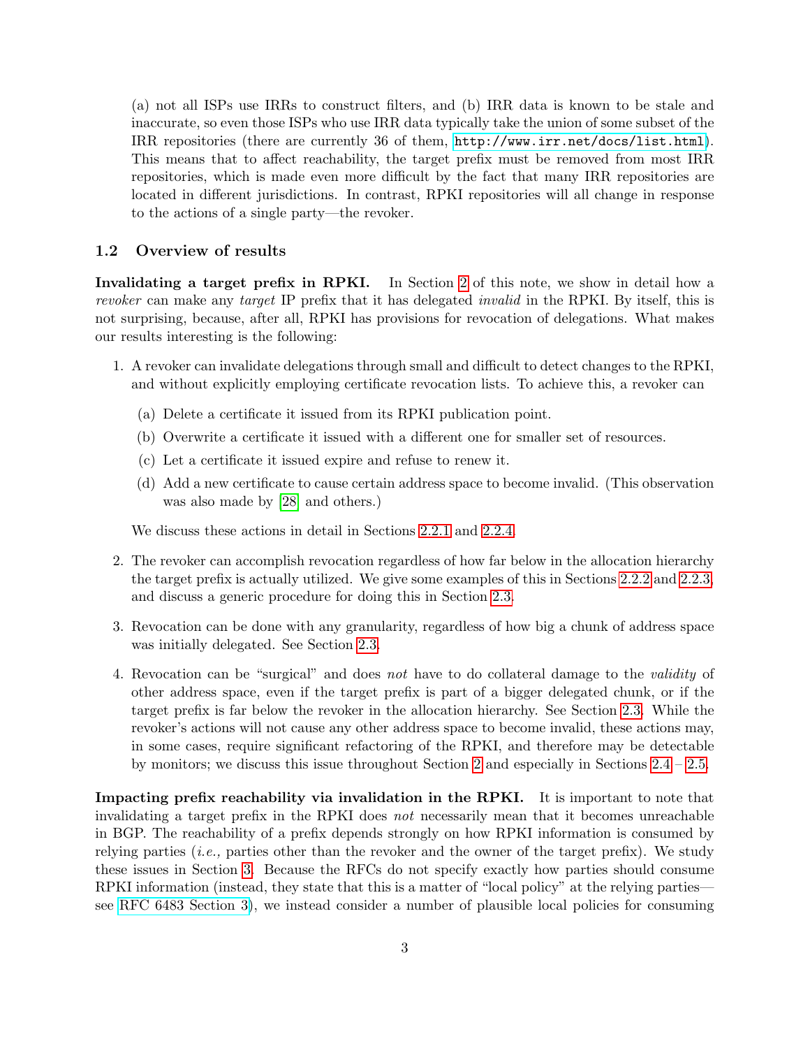(a) not all ISPs use IRRs to construct filters, and (b) IRR data is known to be stale and inaccurate, so even those ISPs who use IRR data typically take the union of some subset of the IRR repositories (there are currently 36 of them, http://www.irr.net/docs/list.html). This means that to affect reachability, the target prefix must be removed from most IRR repositories, which is made even more difficult by the fact that many IRR repositories are located in different jurisdictions. In contrast, RPKI repositories will all change in response to the actions of a single party—the revoker.

### 1.2 Overview of results

**Invalidating a target prefix in RPKI.** In Section 2 of this note, we show in detail how a *revoker* can make any *target* IP prefix that it has delegated *invalid* in the RPKI. By itself, this is not surprising, because, after all, RPKI has provisions for revocation of delegations. What makes our results interesting is the following:

1. A revoker can invalidate delegations through small and difficult to detect changes to the RPKI, and without explicitly employing certificate revocation lists. To achieve this, a revoker can
   (a) Delete a certificate it issued from its RPKI publication point.
   (b) Overwrite a certificate it issued with a different one for smaller set of resources.
   (c) Let a certificate it issued expire and refuse to renew it.
   (d) Add a new certificate to cause certain address space to become invalid. (This observation was also made by [28] and others.)

   We discuss these actions in detail in Sections 2.2.1 and 2.2.4.

2. The revoker can accomplish revocation regardless of how far below in the allocation hierarchy the target prefix is actually utilized. We give some examples of this in Sections 2.2.2 and 2.2.3, and discuss a generic procedure for doing this in Section 2.3.

3. Revocation can be done with any granularity, regardless of how big a chunk of address space was initially delegated. See Section 2.3.

4. Revocation can be "surgical" and does *not* have to do collateral damage to the *validity* of other address space, even if the target prefix is part of a bigger delegated chunk, or if the target prefix is far below the revoker in the allocation hierarchy. See Section 2.3. While the revoker's actions will not cause any other address space to become invalid, these actions may, in some cases, require significant refactoring of the RPKI, and therefore may be detectable by monitors; we discuss this issue throughout Section 2 and especially in Sections 2.4 – 2.5.

**Impacting prefix reachability via invalidation in the RPKI.** It is important to note that invalidating a target prefix in the RPKI does *not* necessarily mean that it becomes unreachable in BGP. The reachability of a prefix depends strongly on how RPKI information is consumed by relying parties (*i.e.,* parties other than the revoker and the owner of the target prefix). We study these issues in Section 3. Because the RFCs do not specify exactly how parties should consume RPKI information (instead, they state that this is a matter of "local policy" at the relying parties—see RFC 6483 Section 3), we instead consider a number of plausible local policies for consuming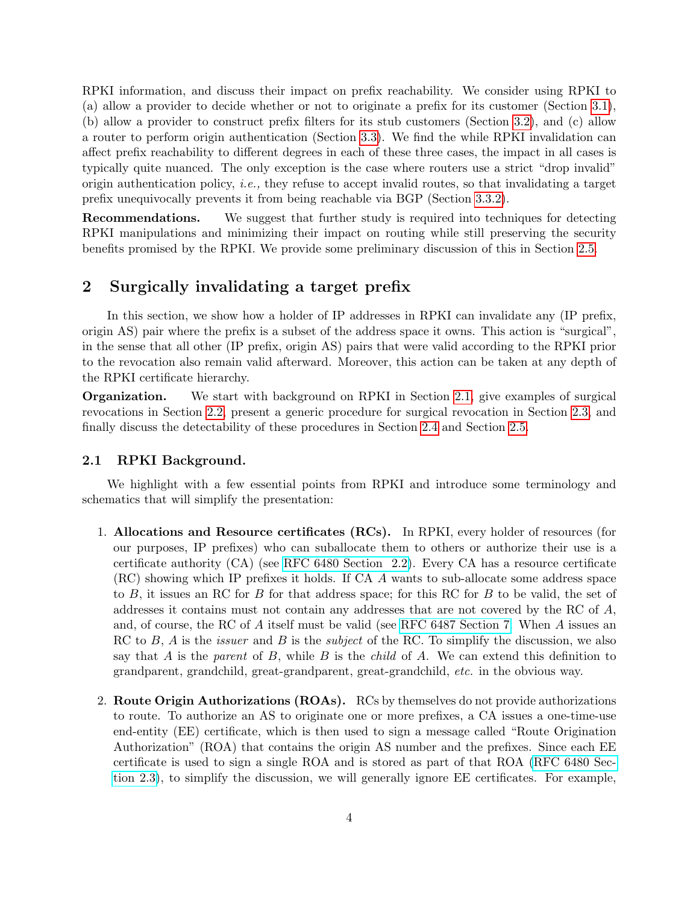RPKI information, and discuss their impact on prefix reachability. We consider using RPKI to (a) allow a provider to decide whether or not to originate a prefix for its customer (Section 3.1), (b) allow a provider to construct prefix filters for its stub customers (Section 3.2), and (c) allow a router to perform origin authentication (Section 3.3). We find the while RPKI invalidation can affect prefix reachability to different degrees in each of these three cases, the impact in all cases is typically quite nuanced. The only exception is the case where routers use a strict "drop invalid" origin authentication policy, *i.e.,* they refuse to accept invalid routes, so that invalidating a target prefix unequivocally prevents it from being reachable via BGP (Section 3.3.2).

**Recommendations.** We suggest that further study is required into techniques for detecting RPKI manipulations and minimizing their impact on routing while still preserving the security benefits promised by the RPKI. We provide some preliminary discussion of this in Section 2.5.

## 2 Surgically invalidating a target prefix

In this section, we show how a holder of IP addresses in RPKI can invalidate any (IP prefix, origin AS) pair where the prefix is a subset of the address space it owns. This action is "surgical", in the sense that all other (IP prefix, origin AS) pairs that were valid according to the RPKI prior to the revocation also remain valid afterward. Moreover, this action can be taken at any depth of the RPKI certificate hierarchy.

**Organization.** We start with background on RPKI in Section 2.1, give examples of surgical revocations in Section 2.2, present a generic procedure for surgical revocation in Section 2.3, and finally discuss the detectability of these procedures in Section 2.4 and Section 2.5.

### 2.1 RPKI Background.

We highlight with a few essential points from RPKI and introduce some terminology and schematics that will simplify the presentation:

1. **Allocations and Resource certificates (RCs).** In RPKI, every holder of resources (for our purposes, IP prefixes) who can suballocate them to others or authorize their use is a certificate authority (CA) (see RFC 6480 Section 2.2). Every CA has a resource certificate (RC) showing which IP prefixes it holds. If CA $A$ wants to sub-allocate some address space to $B$, it issues an RC for $B$ for that address space; for this RC for $B$ to be valid, the set of addresses it contains must not contain any addresses that are not covered by the RC of $A$, and, of course, the RC of $A$ itself must be valid (see RFC 6487 Section 7. When $A$ issues an RC to $B$, $A$ is the *issuer* and $B$ is the *subject* of the RC. To simplify the discussion, we also say that $A$ is the *parent* of $B$, while $B$ is the *child* of $A$. We can extend this definition to grandparent, grandchild, great-grandparent, great-grandchild, *etc.* in the obvious way.

2. **Route Origin Authorizations (ROAs).** RCs by themselves do not provide authorizations to route. To authorize an AS to originate one or more prefixes, a CA issues a one-time-use end-entity (EE) certificate, which is then used to sign a message called "Route Origination Authorization" (ROA) that contains the origin AS number and the prefixes. Since each EE certificate is used to sign a single ROA and is stored as part of that ROA (RFC 6480 Section 2.3), to simplify the discussion, we will generally ignore EE certificates. For example,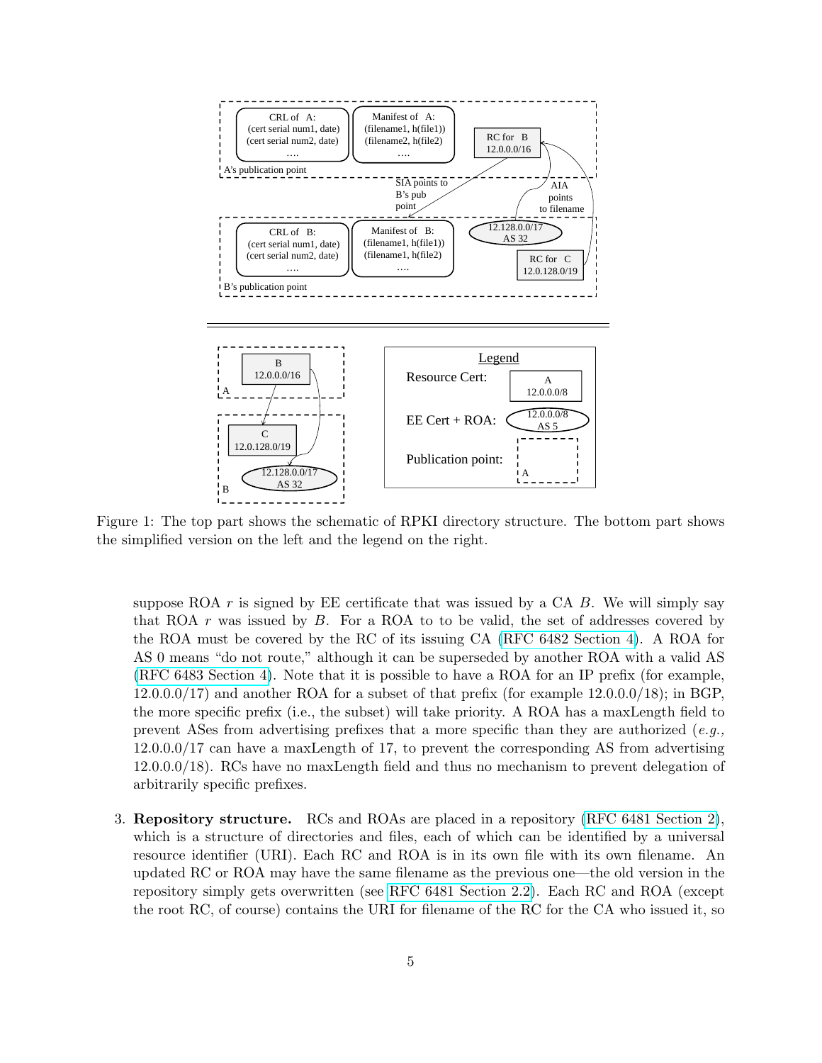Figure 1: The top part shows the schematic of RPKI directory structure. The bottom part shows the simplified version on the left and the legend on the right.

suppose ROA $r$ is signed by EE certificate that was issued by a CA $B$. We will simply say that ROA $r$ was issued by $B$. For a ROA to to be valid, the set of addresses covered by the ROA must be covered by the RC of its issuing CA (RFC 6482 Section 4). A ROA for AS 0 means "do not route," although it can be superseded by another ROA with a valid AS (RFC 6483 Section 4). Note that it is possible to have a ROA for an IP prefix (for example, 12.0.0.0/17) and another ROA for a subset of that prefix (for example 12.0.0.0/18); in BGP, the more specific prefix (i.e., the subset) will take priority. A ROA has a maxLength field to prevent ASes from advertising prefixes that a more specific than they are authorized (*e.g.,* 12.0.0.0/17 can have a maxLength of 17, to prevent the corresponding AS from advertising 12.0.0.0/18). RCs have no maxLength field and thus no mechanism to prevent delegation of arbitrarily specific prefixes.

3. **Repository structure.** RCs and ROAs are placed in a repository (RFC 6481 Section 2), which is a structure of directories and files, each of which can be identified by a universal resource identifier (URI). Each RC and ROA is in its own file with its own filename. An updated RC or ROA may have the same filename as the previous one—the old version in the repository simply gets overwritten (see RFC 6481 Section 2.2). Each RC and ROA (except the root RC, of course) contains the URI for filename of the RC for the CA who issued it, so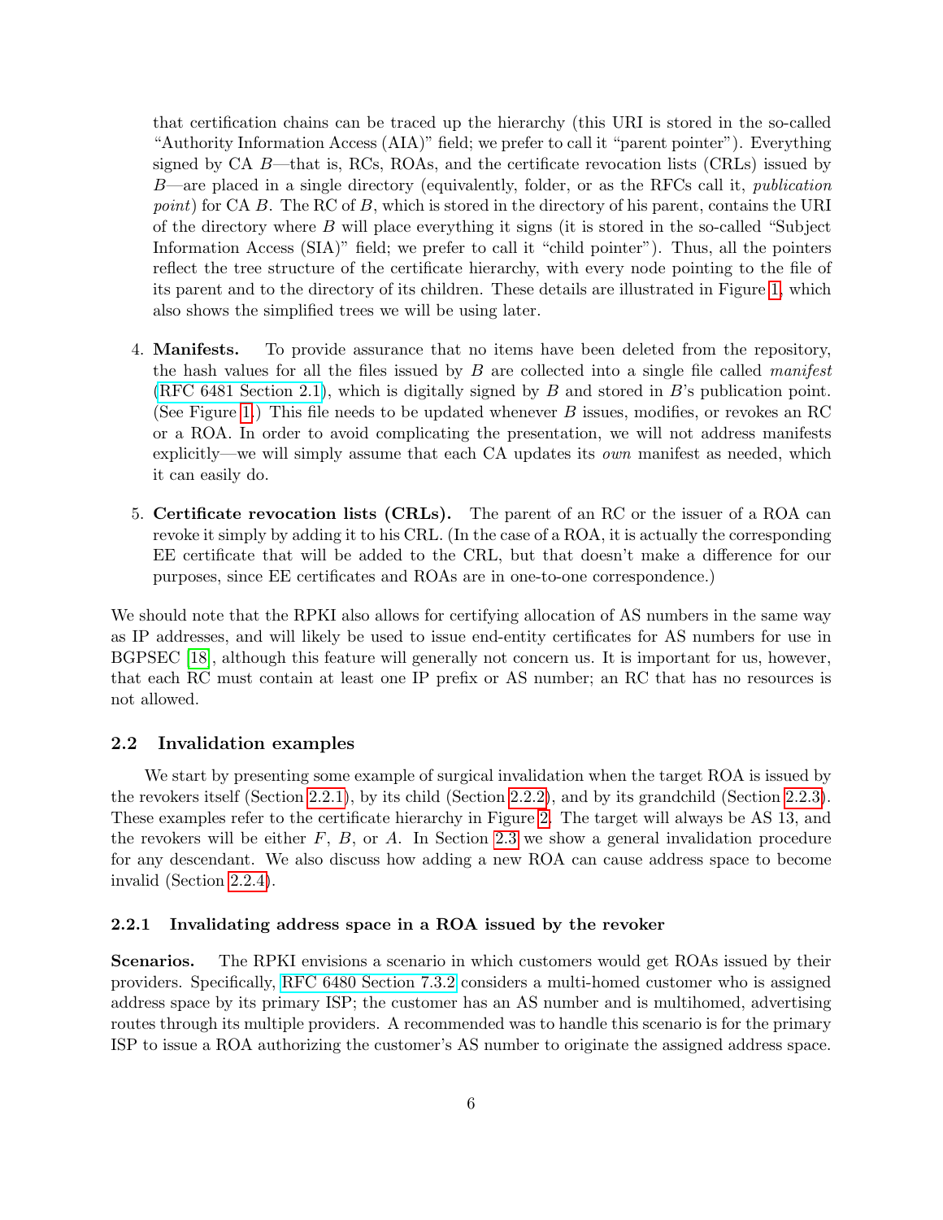that certification chains can be traced up the hierarchy (this URI is stored in the so-called "Authority Information Access (AIA)" field; we prefer to call it "parent pointer"). Everything signed by CA $B$—that is, RCs, ROAs, and the certificate revocation lists (CRLs) issued by $B$—are placed in a single directory (equivalently, folder, or as the RFCs call it, *publication point*) for CA $B$. The RC of $B$, which is stored in the directory of his parent, contains the URI of the directory where $B$ will place everything it signs (it is stored in the so-called "Subject Information Access (SIA)" field; we prefer to call it "child pointer"). Thus, all the pointers reflect the tree structure of the certificate hierarchy, with every node pointing to the file of its parent and to the directory of its children. These details are illustrated in Figure 1, which also shows the simplified trees we will be using later.

4. **Manifests.** To provide assurance that no items have been deleted from the repository, the hash values for all the files issued by $B$ are collected into a single file called *manifest* (RFC 6481 Section 2.1), which is digitally signed by $B$ and stored in $B$'s publication point. (See Figure 1.) This file needs to be updated whenever $B$ issues, modifies, or revokes an RC or a ROA. In order to avoid complicating the presentation, we will not address manifests explicitly—we will simply assume that each CA updates its *own* manifest as needed, which it can easily do.

5. **Certificate revocation lists (CRLs).** The parent of an RC or the issuer of a ROA can revoke it simply by adding it to his CRL. (In the case of a ROA, it is actually the corresponding EE certificate that will be added to the CRL, but that doesn't make a difference for our purposes, since EE certificates and ROAs are in one-to-one correspondence.)

We should note that the RPKI also allows for certifying allocation of AS numbers in the same way as IP addresses, and will likely be used to issue end-entity certificates for AS numbers for use in BGPSEC [18], although this feature will generally not concern us. It is important for us, however, that each RC must contain at least one IP prefix or AS number; an RC that has no resources is not allowed.

### 2.2 Invalidation examples

We start by presenting some example of surgical invalidation when the target ROA is issued by the revokers itself (Section 2.2.1), by its child (Section 2.2.2), and by its grandchild (Section 2.2.3). These examples refer to the certificate hierarchy in Figure 2. The target will always be AS 13, and the revokers will be either $F$, $B$, or $A$. In Section 2.3 we show a general invalidation procedure for any descendant. We also discuss how adding a new ROA can cause address space to become invalid (Section 2.2.4).

#### 2.2.1 Invalidating address space in a ROA issued by the revoker

**Scenarios.** The RPKI envisions a scenario in which customers would get ROAs issued by their providers. Specifically, RFC 6480 Section 7.3.2 considers a multi-homed customer who is assigned address space by its primary ISP; the customer has an AS number and is multihomed, advertising routes through its multiple providers. A recommended was to handle this scenario is for the primary ISP to issue a ROA authorizing the customer's AS number to originate the assigned address space.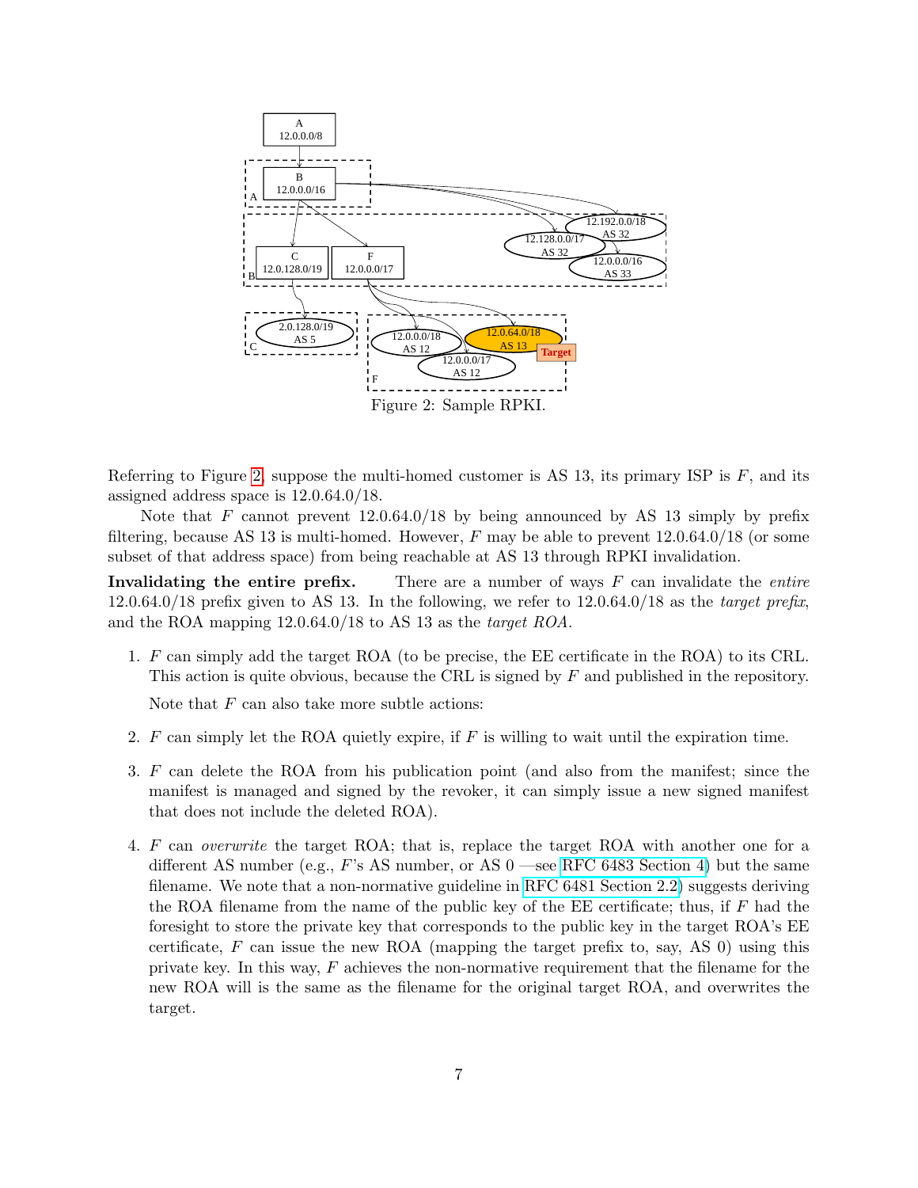Figure 2: Sample RPKI.

Referring to Figure 2, suppose the multi-homed customer is AS 13, its primary ISP is $F$, and its assigned address space is 12.0.64.0/18.

Note that $F$ cannot prevent 12.0.64.0/18 by being announced by AS 13 simply by prefix filtering, because AS 13 is multi-homed. However, $F$ may be able to prevent 12.0.64.0/18 (or some subset of that address space) from being reachable at AS 13 through RPKI invalidation.

**Invalidating the entire prefix.** There are a number of ways $F$ can invalidate the *entire* 12.0.64.0/18 prefix given to AS 13. In the following, we refer to 12.0.64.0/18 as the *target prefix*, and the ROA mapping 12.0.64.0/18 to AS 13 as the *target ROA*.

1. $F$ can simply add the target ROA (to be precise, the EE certificate in the ROA) to its CRL. This action is quite obvious, because the CRL is signed by $F$ and published in the repository.

   Note that $F$ can also take more subtle actions:

2. $F$ can simply let the ROA quietly expire, if $F$ is willing to wait until the expiration time.

3. $F$ can delete the ROA from his publication point (and also from the manifest; since the manifest is managed and signed by the revoker, it can simply issue a new signed manifest that does not include the deleted ROA).

4. $F$ can *overwrite* the target ROA; that is, replace the target ROA with another one for a different AS number (e.g., $F$'s AS number, or AS 0 —see RFC 6483 Section 4) but the same filename. We note that a non-normative guideline in RFC 6481 Section 2.2) suggests deriving the ROA filename from the name of the public key of the EE certificate; thus, if $F$ had the foresight to store the private key that corresponds to the public key in the target ROA's EE certificate, $F$ can issue the new ROA (mapping the target prefix to, say, AS 0) using this private key. In this way, $F$ achieves the non-normative requirement that the filename for the new ROA will is the same as the filename for the original target ROA, and overwrites the target.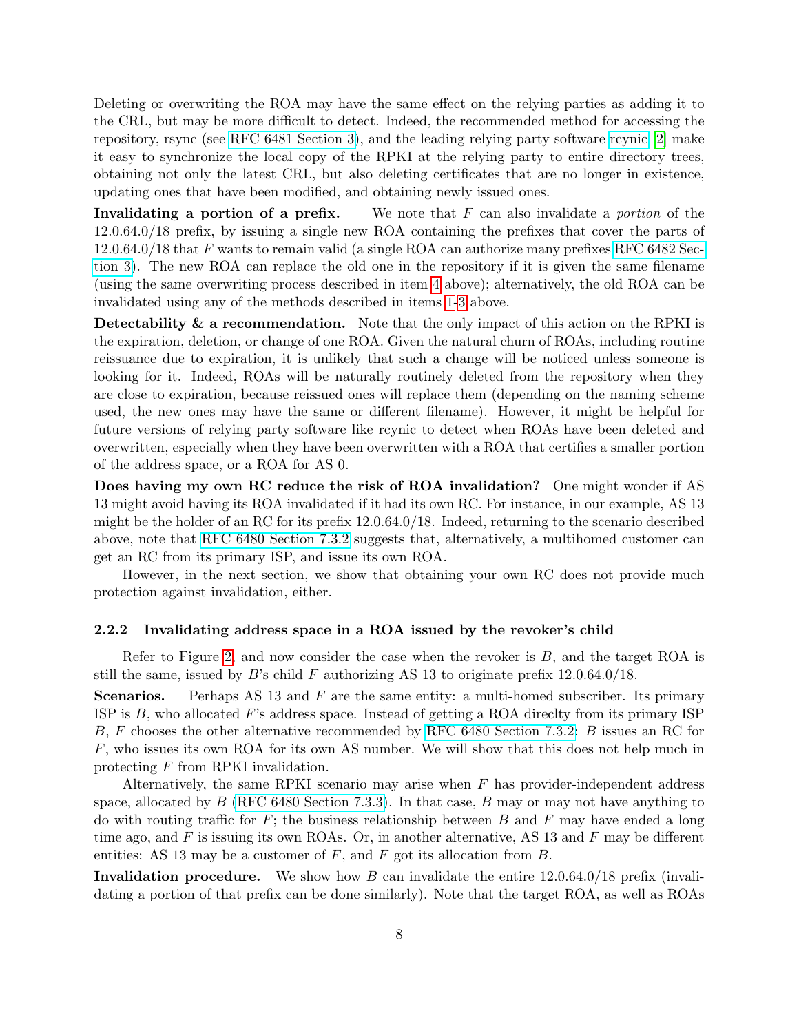Deleting or overwriting the ROA may have the same effect on the relying parties as adding it to the CRL, but may be more difficult to detect. Indeed, the recommended method for accessing the repository, rsync (see RFC 6481 Section 3), and the leading relying party software rcynic [2] make it easy to synchronize the local copy of the RPKI at the relying party to entire directory trees, obtaining not only the latest CRL, but also deleting certificates that are no longer in existence, updating ones that have been modified, and obtaining newly issued ones.

**Invalidating a portion of a prefix.** We note that $F$ can also invalidate a *portion* of the 12.0.64.0/18 prefix, by issuing a single new ROA containing the prefixes that cover the parts of 12.0.64.0/18 that $F$ wants to remain valid (a single ROA can authorize many prefixes RFC 6482 Section 3). The new ROA can replace the old one in the repository if it is given the same filename (using the same overwriting process described in item 4 above); alternatively, the old ROA can be invalidated using any of the methods described in items 1-3 above.

**Detectability & a recommendation.** Note that the only impact of this action on the RPKI is the expiration, deletion, or change of one ROA. Given the natural churn of ROAs, including routine reissuance due to expiration, it is unlikely that such a change will be noticed unless someone is looking for it. Indeed, ROAs will be naturally routinely deleted from the repository when they are close to expiration, because reissued ones will replace them (depending on the naming scheme used, the new ones may have the same or different filename). However, it might be helpful for future versions of relying party software like rcynic to detect when ROAs have been deleted and overwritten, especially when they have been overwritten with a ROA that certifies a smaller portion of the address space, or a ROA for AS 0.

**Does having my own RC reduce the risk of ROA invalidation?** One might wonder if AS 13 might avoid having its ROA invalidated if it had its own RC. For instance, in our example, AS 13 might be the holder of an RC for its prefix 12.0.64.0/18. Indeed, returning to the scenario described above, note that RFC 6480 Section 7.3.2 suggests that, alternatively, a multihomed customer can get an RC from its primary ISP, and issue its own ROA.

However, in the next section, we show that obtaining your own RC does not provide much protection against invalidation, either.

### 2.2.2 Invalidating address space in a ROA issued by the revoker's child

Refer to Figure 2, and now consider the case when the revoker is $B$, and the target ROA is still the same, issued by $B$'s child $F$ authorizing AS 13 to originate prefix 12.0.64.0/18.

**Scenarios.** Perhaps AS 13 and $F$ are the same entity: a multi-homed subscriber. Its primary ISP is $B$, who allocated $F$'s address space. Instead of getting a ROA direclty from its primary ISP $B$, $F$ chooses the other alternative recommended by RFC 6480 Section 7.3.2: $B$ issues an RC for $F$, who issues its own ROA for its own AS number. We will show that this does not help much in protecting $F$ from RPKI invalidation.

Alternatively, the same RPKI scenario may arise when $F$ has provider-independent address space, allocated by $B$ (RFC 6480 Section 7.3.3). In that case, $B$ may or may not have anything to do with routing traffic for $F$; the business relationship between $B$ and $F$ may have ended a long time ago, and $F$ is issuing its own ROAs. Or, in another alternative, AS 13 and $F$ may be different entities: AS 13 may be a customer of $F$, and $F$ got its allocation from $B$.

**Invalidation procedure.** We show how $B$ can invalidate the entire 12.0.64.0/18 prefix (invalidating a portion of that prefix can be done similarly). Note that the target ROA, as well as ROAs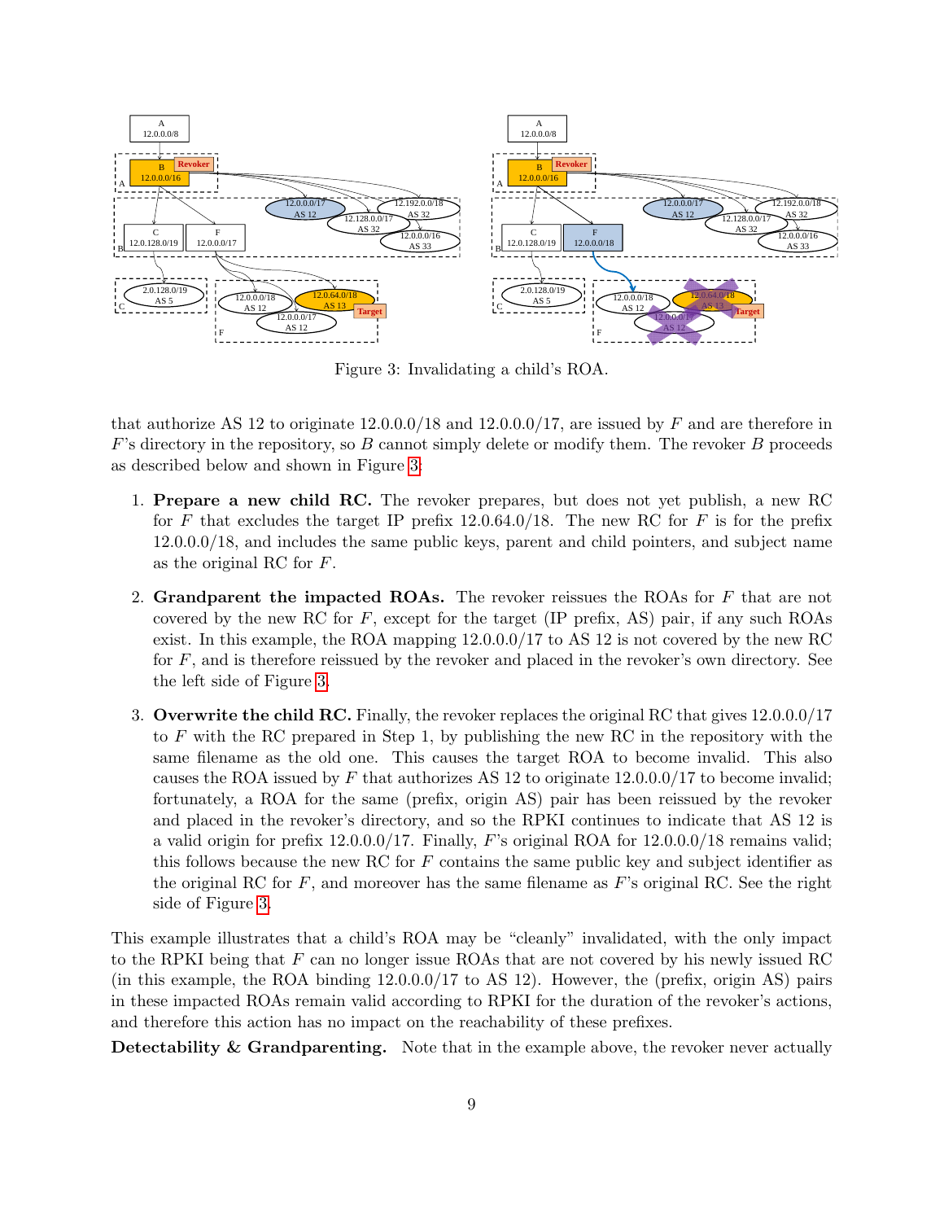Figure 3: Invalidating a child's ROA.

that authorize AS 12 to originate 12.0.0.0/18 and 12.0.0.0/17, are issued by $F$ and are therefore in $F$'s directory in the repository, so $B$ cannot simply delete or modify them. The revoker $B$ proceeds as described below and shown in Figure 3:

1. **Prepare a new child RC.** The revoker prepares, but does not yet publish, a new RC for $F$ that excludes the target IP prefix 12.0.64.0/18. The new RC for $F$ is for the prefix 12.0.0.0/18, and includes the same public keys, parent and child pointers, and subject name as the original RC for $F$.

2. **Grandparent the impacted ROAs.** The revoker reissues the ROAs for $F$ that are not covered by the new RC for $F$, except for the target (IP prefix, AS) pair, if any such ROAs exist. In this example, the ROA mapping 12.0.0.0/17 to AS 12 is not covered by the new RC for $F$, and is therefore reissued by the revoker and placed in the revoker's own directory. See the left side of Figure 3.

3. **Overwrite the child RC.** Finally, the revoker replaces the original RC that gives 12.0.0.0/17 to $F$ with the RC prepared in Step 1, by publishing the new RC in the repository with the same filename as the old one. This causes the target ROA to become invalid. This also causes the ROA issued by $F$ that authorizes AS 12 to originate 12.0.0.0/17 to become invalid; fortunately, a ROA for the same (prefix, origin AS) pair has been reissued by the revoker and placed in the revoker's directory, and so the RPKI continues to indicate that AS 12 is a valid origin for prefix 12.0.0.0/17. Finally, $F$'s original ROA for 12.0.0.0/18 remains valid; this follows because the new RC for $F$ contains the same public key and subject identifier as the original RC for $F$, and moreover has the same filename as $F$'s original RC. See the right side of Figure 3.

This example illustrates that a child's ROA may be "cleanly" invalidated, with the only impact to the RPKI being that $F$ can no longer issue ROAs that are not covered by his newly issued RC (in this example, the ROA binding 12.0.0.0/17 to AS 12). However, the (prefix, origin AS) pairs in these impacted ROAs remain valid according to RPKI for the duration of the revoker's actions, and therefore this action has no impact on the reachability of these prefixes.

**Detectability & Grandparenting.** Note that in the example above, the revoker never actually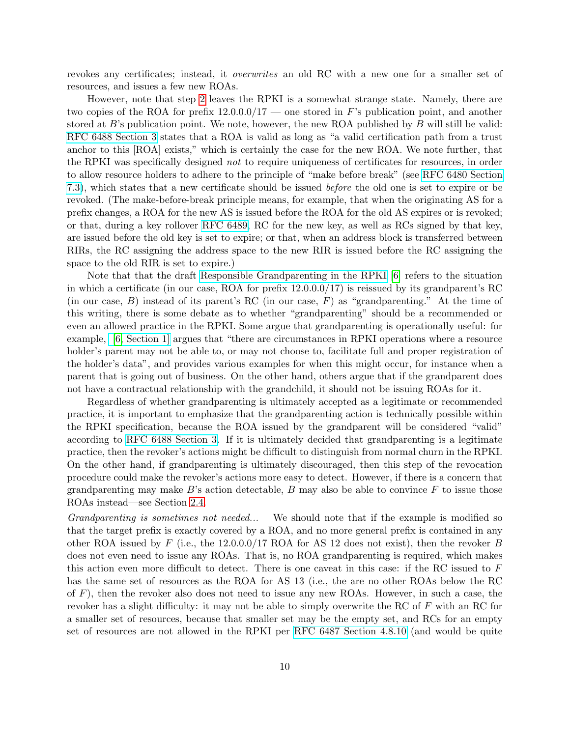revokes any certificates; instead, it *overwrites* an old RC with a new one for a smaller set of resources, and issues a few new ROAs.

However, note that step 2 leaves the RPKI is a somewhat strange state. Namely, there are two copies of the ROA for prefix 12.0.0.0/17 — one stored in $F$'s publication point, and another stored at $B$'s publication point. We note, however, the new ROA published by $B$ will still be valid: RFC 6488 Section 3 states that a ROA is valid as long as "a valid certification path from a trust anchor to this [ROA] exists," which is certainly the case for the new ROA. We note further, that the RPKI was specifically designed *not* to require uniqueness of certificates for resources, in order to allow resource holders to adhere to the principle of "make before break" (see RFC 6480 Section 7.3), which states that a new certificate should be issued *before* the old one is set to expire or be revoked. (The make-before-break principle means, for example, that when the originating AS for a prefix changes, a ROA for the new AS is issued before the ROA for the old AS expires or is revoked; or that, during a key rollover RFC 6489, RC for the new key, as well as RCs signed by that key, are issued before the old key is set to expire; or that, when an address block is transferred between RIRs, the RC assigning the address space to the new RIR is issued before the RC assigning the space to the old RIR is set to expire.)

Note that that the draft Responsible Grandparenting in the RPKI [6] refers to the situation in which a certificate (in our case, ROA for prefix 12.0.0.0/17) is reissued by its grandparent's RC (in our case, $B$) instead of its parent's RC (in our case, $F$) as "grandparenting." At the time of this writing, there is some debate as to whether "grandparenting" should be a recommended or even an allowed practice in the RPKI. Some argue that grandparenting is operationally useful: for example, [6, Section 1] argues that "there are circumstances in RPKI operations where a resource holder's parent may not be able to, or may not choose to, facilitate full and proper registration of the holder's data", and provides various examples for when this might occur, for instance when a parent that is going out of business. On the other hand, others argue that if the grandparent does not have a contractual relationship with the grandchild, it should not be issuing ROAs for it.

Regardless of whether grandparenting is ultimately accepted as a legitimate or recommended practice, it is important to emphasize that the grandparenting action is technically possible within the RPKI specification, because the ROA issued by the grandparent will be considered "valid" according to RFC 6488 Section 3. If it is ultimately decided that grandparenting is a legitimate practice, then the revoker's actions might be difficult to distinguish from normal churn in the RPKI. On the other hand, if grandparenting is ultimately discouraged, then this step of the revocation procedure could make the revoker's actions more easy to detect. However, if there is a concern that grandparenting may make $B$'s action detectable, $B$ may also be able to convince $F$ to issue those ROAs instead—see Section 2.4.

*Grandparenting is sometimes not needed...* We should note that if the example is modified so that the target prefix is exactly covered by a ROA, and no more general prefix is contained in any other ROA issued by $F$ (i.e., the 12.0.0.0/17 ROA for AS 12 does not exist), then the revoker $B$ does not even need to issue any ROAs. That is, no ROA grandparenting is required, which makes this action even more difficult to detect. There is one caveat in this case: if the RC issued to $F$ has the same set of resources as the ROA for AS 13 (i.e., the are no other ROAs below the RC of $F$), then the revoker also does not need to issue any new ROAs. However, in such a case, the revoker has a slight difficulty: it may not be able to simply overwrite the RC of $F$ with an RC for a smaller set of resources, because that smaller set may be the empty set, and RCs for an empty set of resources are not allowed in the RPKI per RFC 6487 Section 4.8.10 (and would be quite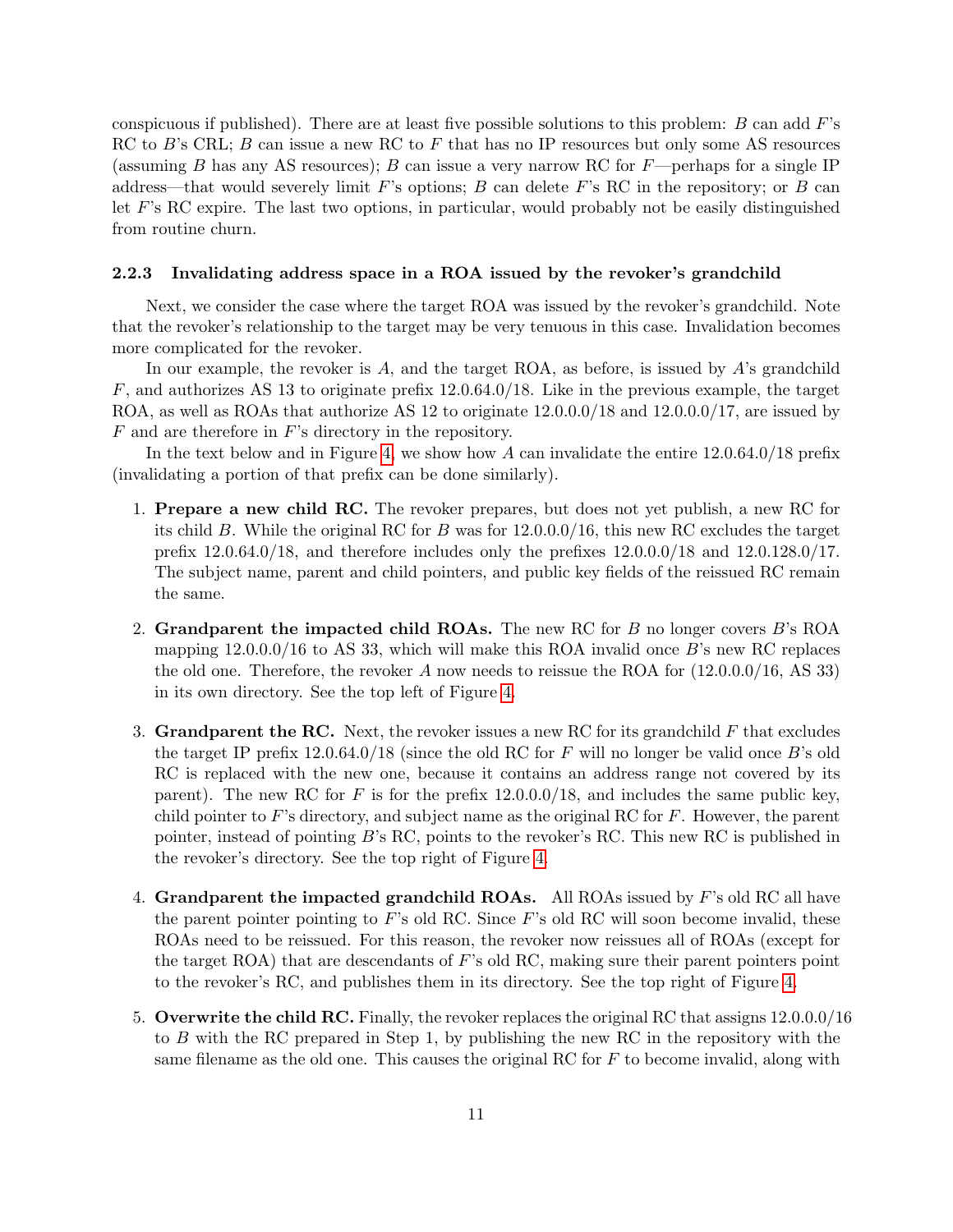conspicuous if published). There are at least five possible solutions to this problem: $B$ can add $F$'s RC to $B$'s CRL; $B$ can issue a new RC to $F$ that has no IP resources but only some AS resources (assuming $B$ has any AS resources); $B$ can issue a very narrow RC for $F$—perhaps for a single IP address—that would severely limit $F$'s options; $B$ can delete $F$'s RC in the repository; or $B$ can let $F$'s RC expire. The last two options, in particular, would probably not be easily distinguished from routine churn.

#### 2.2.3 Invalidating address space in a ROA issued by the revoker's grandchild

Next, we consider the case where the target ROA was issued by the revoker's grandchild. Note that the revoker's relationship to the target may be very tenuous in this case. Invalidation becomes more complicated for the revoker.

In our example, the revoker is $A$, and the target ROA, as before, is issued by $A$'s grandchild $F$, and authorizes AS 13 to originate prefix 12.0.64.0/18. Like in the previous example, the target ROA, as well as ROAs that authorize AS 12 to originate 12.0.0.0/18 and 12.0.0.0/17, are issued by $F$ and are therefore in $F$'s directory in the repository.

In the text below and in Figure 4, we show how $A$ can invalidate the entire 12.0.64.0/18 prefix (invalidating a portion of that prefix can be done similarly).

1. **Prepare a new child RC.** The revoker prepares, but does not yet publish, a new RC for its child $B$. While the original RC for $B$ was for 12.0.0.0/16, this new RC excludes the target prefix 12.0.64.0/18, and therefore includes only the prefixes 12.0.0.0/18 and 12.0.128.0/17. The subject name, parent and child pointers, and public key fields of the reissued RC remain the same.

2. **Grandparent the impacted child ROAs.** The new RC for $B$ no longer covers $B$'s ROA mapping 12.0.0.0/16 to AS 33, which will make this ROA invalid once $B$'s new RC replaces the old one. Therefore, the revoker $A$ now needs to reissue the ROA for (12.0.0.0/16, AS 33) in its own directory. See the top left of Figure 4.

3. **Grandparent the RC.** Next, the revoker issues a new RC for its grandchild $F$ that excludes the target IP prefix 12.0.64.0/18 (since the old RC for $F$ will no longer be valid once $B$'s old RC is replaced with the new one, because it contains an address range not covered by its parent). The new RC for $F$ is for the prefix 12.0.0.0/18, and includes the same public key, child pointer to $F$'s directory, and subject name as the original RC for $F$. However, the parent pointer, instead of pointing $B$'s RC, points to the revoker's RC. This new RC is published in the revoker's directory. See the top right of Figure 4.

4. **Grandparent the impacted grandchild ROAs.** All ROAs issued by $F$'s old RC all have the parent pointer pointing to $F$'s old RC. Since $F$'s old RC will soon become invalid, these ROAs need to be reissued. For this reason, the revoker now reissues all of ROAs (except for the target ROA) that are descendants of $F$'s old RC, making sure their parent pointers point to the revoker's RC, and publishes them in its directory. See the top right of Figure 4.

5. **Overwrite the child RC.** Finally, the revoker replaces the original RC that assigns 12.0.0.0/16 to $B$ with the RC prepared in Step 1, by publishing the new RC in the repository with the same filename as the old one. This causes the original RC for $F$ to become invalid, along with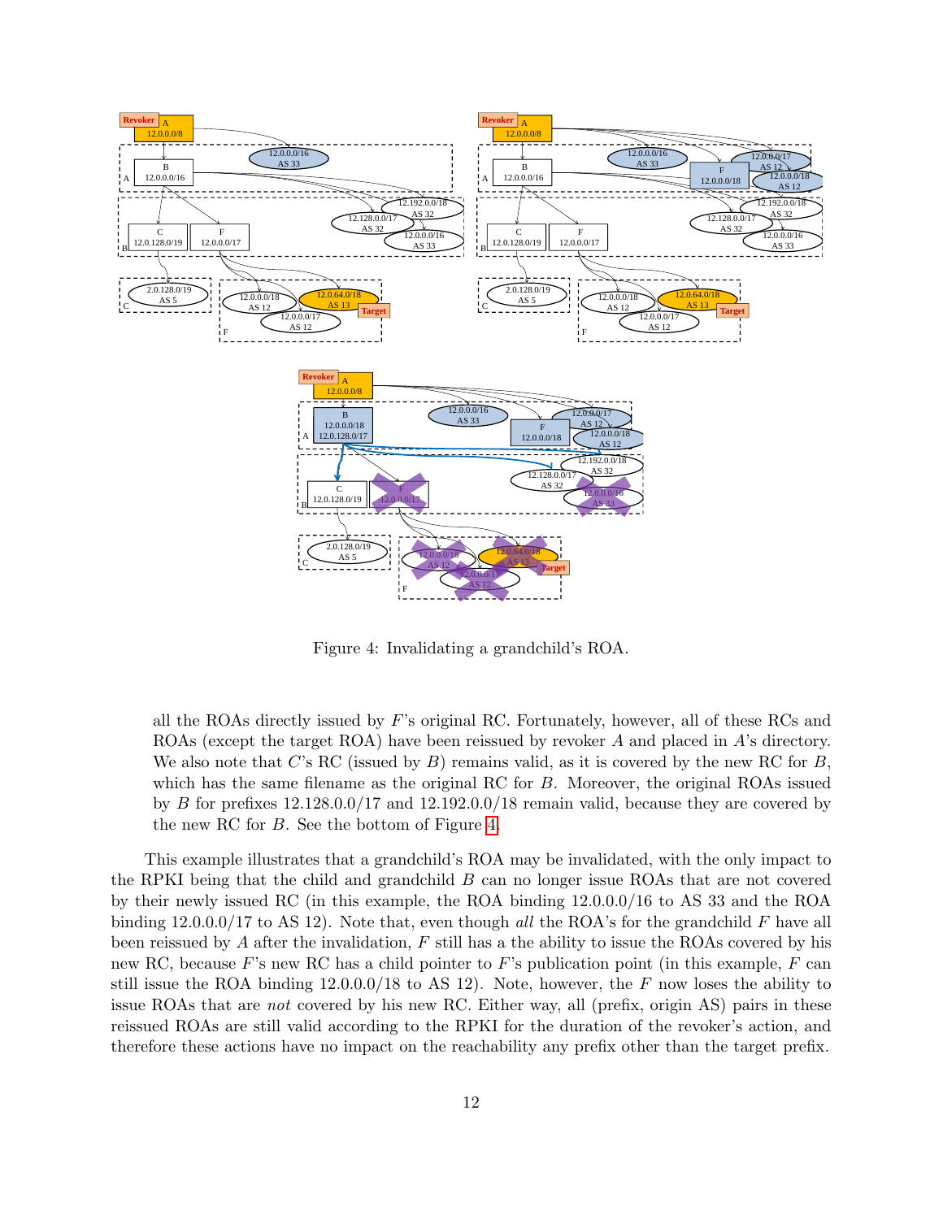Figure 4: Invalidating a grandchild's ROA.

all the ROAs directly issued by $F$'s original RC. Fortunately, however, all of these RCs and ROAs (except the target ROA) have been reissued by revoker $A$ and placed in $A$'s directory. We also note that $C$'s RC (issued by $B$) remains valid, as it is covered by the new RC for $B$, which has the same filename as the original RC for $B$. Moreover, the original ROAs issued by $B$ for prefixes 12.128.0.0/17 and 12.192.0.0/18 remain valid, because they are covered by the new RC for $B$. See the bottom of Figure 4.

This example illustrates that a grandchild's ROA may be invalidated, with the only impact to the RPKI being that the child and grandchild $B$ can no longer issue ROAs that are not covered by their newly issued RC (in this example, the ROA binding 12.0.0.0/16 to AS 33 and the ROA binding 12.0.0.0/17 to AS 12). Note that, even though *all* the ROA's for the grandchild $F$ have all been reissued by $A$ after the invalidation, $F$ still has a the ability to issue the ROAs covered by his new RC, because $F$'s new RC has a child pointer to $F$'s publication point (in this example, $F$ can still issue the ROA binding 12.0.0.0/18 to AS 12). Note, however, the $F$ now loses the ability to issue ROAs that are *not* covered by his new RC. Either way, all (prefix, origin AS) pairs in these reissued ROAs are still valid according to the RPKI for the duration of the revoker's action, and therefore these actions have no impact on the reachability any prefix other than the target prefix.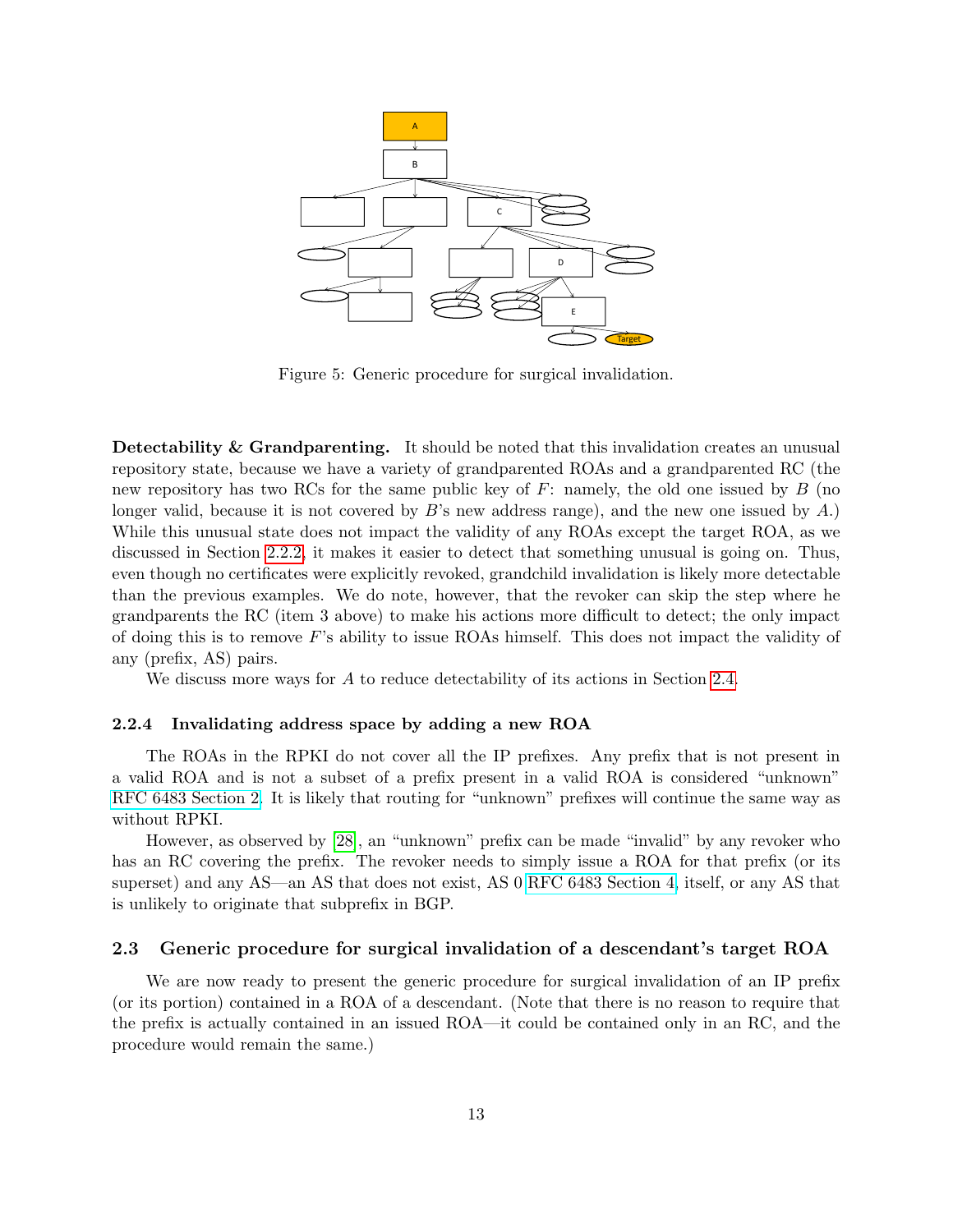Figure 5: Generic procedure for surgical invalidation.

**Detectability & Grandparenting.** It should be noted that this invalidation creates an unusual repository state, because we have a variety of grandparented ROAs and a grandparented RC (the new repository has two RCs for the same public key of $F$: namely, the old one issued by $B$ (no longer valid, because it is not covered by $B$'s new address range), and the new one issued by $A$.) While this unusual state does not impact the validity of any ROAs except the target ROA, as we discussed in Section 2.2.2, it makes it easier to detect that something unusual is going on. Thus, even though no certificates were explicitly revoked, grandchild invalidation is likely more detectable than the previous examples. We do note, however, that the revoker can skip the step where he grandparents the RC (item 3 above) to make his actions more difficult to detect; the only impact of doing this is to remove $F$'s ability to issue ROAs himself. This does not impact the validity of any (prefix, AS) pairs.

We discuss more ways for $A$ to reduce detectability of its actions in Section 2.4.

### 2.2.4 Invalidating address space by adding a new ROA

The ROAs in the RPKI do not cover all the IP prefixes. Any prefix that is not present in a valid ROA and is not a subset of a prefix present in a valid ROA is considered "unknown" RFC 6483 Section 2. It is likely that routing for "unknown" prefixes will continue the same way as without RPKI.

However, as observed by [28], an "unknown" prefix can be made "invalid" by any revoker who has an RC covering the prefix. The revoker needs to simply issue a ROA for that prefix (or its superset) and any AS—an AS that does not exist, AS 0 RFC 6483 Section 4, itself, or any AS that is unlikely to originate that subprefix in BGP.

## 2.3 Generic procedure for surgical invalidation of a descendant's target ROA

We are now ready to present the generic procedure for surgical invalidation of an IP prefix (or its portion) contained in a ROA of a descendant. (Note that there is no reason to require that the prefix is actually contained in an issued ROA—it could be contained only in an RC, and the procedure would remain the same.)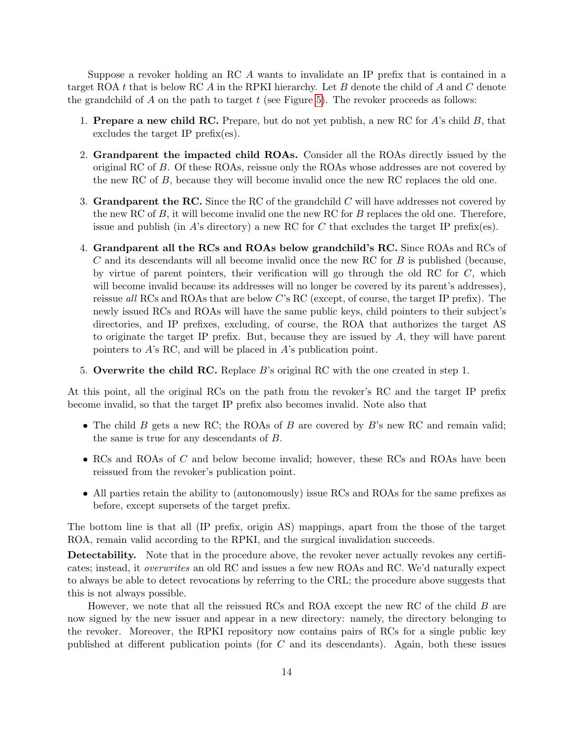Suppose a revoker holding an RC $A$ wants to invalidate an IP prefix that is contained in a target ROA $t$ that is below RC $A$ in the RPKI hierarchy. Let $B$ denote the child of $A$ and $C$ denote the grandchild of $A$ on the path to target $t$ (see Figure 5). The revoker proceeds as follows:

1. **Prepare a new child RC.** Prepare, but do not yet publish, a new RC for $A$'s child $B$, that excludes the target IP prefix(es).
2. **Grandparent the impacted child ROAs.** Consider all the ROAs directly issued by the original RC of $B$. Of these ROAs, reissue only the ROAs whose addresses are not covered by the new RC of $B$, because they will become invalid once the new RC replaces the old one.
3. **Grandparent the RC.** Since the RC of the grandchild $C$ will have addresses not covered by the new RC of $B$, it will become invalid one the new RC for $B$ replaces the old one. Therefore, issue and publish (in $A$'s directory) a new RC for $C$ that excludes the target IP prefix(es).
4. **Grandparent all the RCs and ROAs below grandchild's RC.** Since ROAs and RCs of $C$ and its descendants will all become invalid once the new RC for $B$ is published (because, by virtue of parent pointers, their verification will go through the old RC for $C$, which will become invalid because its addresses will no longer be covered by its parent's addresses), reissue *all* RCs and ROAs that are below $C$'s RC (except, of course, the target IP prefix). The newly issued RCs and ROAs will have the same public keys, child pointers to their subject's directories, and IP prefixes, excluding, of course, the ROA that authorizes the target AS to originate the target IP prefix. But, because they are issued by $A$, they will have parent pointers to $A$'s RC, and will be placed in $A$'s publication point.
5. **Overwrite the child RC.** Replace $B$'s original RC with the one created in step 1.

At this point, all the original RCs on the path from the revoker's RC and the target IP prefix become invalid, so that the target IP prefix also becomes invalid. Note also that

- The child $B$ gets a new RC; the ROAs of $B$ are covered by $B$'s new RC and remain valid; the same is true for any descendants of $B$.
- RCs and ROAs of $C$ and below become invalid; however, these RCs and ROAs have been reissued from the revoker's publication point.
- All parties retain the ability to (autonomously) issue RCs and ROAs for the same prefixes as before, except supersets of the target prefix.

The bottom line is that all (IP prefix, origin AS) mappings, apart from the those of the target ROA, remain valid according to the RPKI, and the surgical invalidation succeeds.

**Detectability.** Note that in the procedure above, the revoker never actually revokes any certificates; instead, it *overwrites* an old RC and issues a few new ROAs and RC. We'd naturally expect to always be able to detect revocations by referring to the CRL; the procedure above suggests that this is not always possible.

However, we note that all the reissued RCs and ROA except the new RC of the child $B$ are now signed by the new issuer and appear in a new directory: namely, the directory belonging to the revoker. Moreover, the RPKI repository now contains pairs of RCs for a single public key published at different publication points (for $C$ and its descendants). Again, both these issues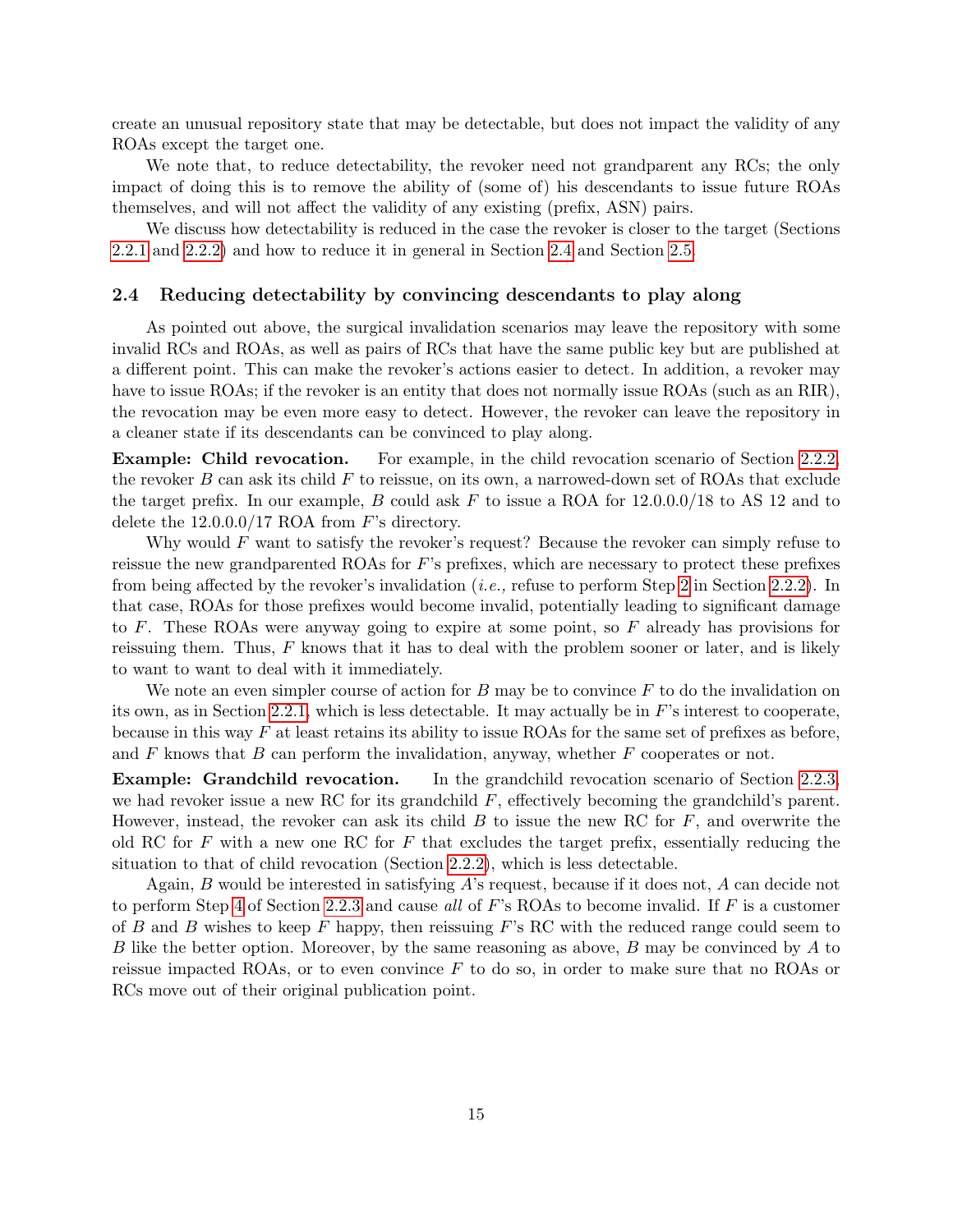create an unusual repository state that may be detectable, but does not impact the validity of any ROAs except the target one.

We note that, to reduce detectability, the revoker need not grandparent any RCs; the only impact of doing this is to remove the ability of (some of) his descendants to issue future ROAs themselves, and will not affect the validity of any existing (prefix, ASN) pairs.

We discuss how detectability is reduced in the case the revoker is closer to the target (Sections 2.2.1 and 2.2.2) and how to reduce it in general in Section 2.4 and Section 2.5.

### 2.4 Reducing detectability by convincing descendants to play along

As pointed out above, the surgical invalidation scenarios may leave the repository with some invalid RCs and ROAs, as well as pairs of RCs that have the same public key but are published at a different point. This can make the revoker's actions easier to detect. In addition, a revoker may have to issue ROAs; if the revoker is an entity that does not normally issue ROAs (such as an RIR), the revocation may be even more easy to detect. However, the revoker can leave the repository in a cleaner state if its descendants can be convinced to play along.

**Example: Child revocation.** For example, in the child revocation scenario of Section 2.2.2, the revoker $B$ can ask its child $F$ to reissue, on its own, a narrowed-down set of ROAs that exclude the target prefix. In our example, $B$ could ask $F$ to issue a ROA for 12.0.0.0/18 to AS 12 and to delete the 12.0.0.0/17 ROA from $F$'s directory.

Why would $F$ want to satisfy the revoker's request? Because the revoker can simply refuse to reissue the new grandparented ROAs for $F$'s prefixes, which are necessary to protect these prefixes from being affected by the revoker's invalidation (*i.e.,* refuse to perform Step 2 in Section 2.2.2). In that case, ROAs for those prefixes would become invalid, potentially leading to significant damage to $F$. These ROAs were anyway going to expire at some point, so $F$ already has provisions for reissuing them. Thus, $F$ knows that it has to deal with the problem sooner or later, and is likely to want to want to deal with it immediately.

We note an even simpler course of action for $B$ may be to convince $F$ to do the invalidation on its own, as in Section 2.2.1, which is less detectable. It may actually be in $F$'s interest to cooperate, because in this way $F$ at least retains its ability to issue ROAs for the same set of prefixes as before, and $F$ knows that $B$ can perform the invalidation, anyway, whether $F$ cooperates or not.

**Example: Grandchild revocation.** In the grandchild revocation scenario of Section 2.2.3, we had revoker issue a new RC for its grandchild $F$, effectively becoming the grandchild's parent. However, instead, the revoker can ask its child $B$ to issue the new RC for $F$, and overwrite the old RC for $F$ with a new one RC for $F$ that excludes the target prefix, essentially reducing the situation to that of child revocation (Section 2.2.2), which is less detectable.

Again, $B$ would be interested in satisfying $A$'s request, because if it does not, $A$ can decide not to perform Step 4 of Section 2.2.3 and cause *all* of $F$'s ROAs to become invalid. If $F$ is a customer of $B$ and $B$ wishes to keep $F$ happy, then reissuing $F$'s RC with the reduced range could seem to $B$ like the better option. Moreover, by the same reasoning as above, $B$ may be convinced by $A$ to reissue impacted ROAs, or to even convince $F$ to do so, in order to make sure that no ROAs or RCs move out of their original publication point.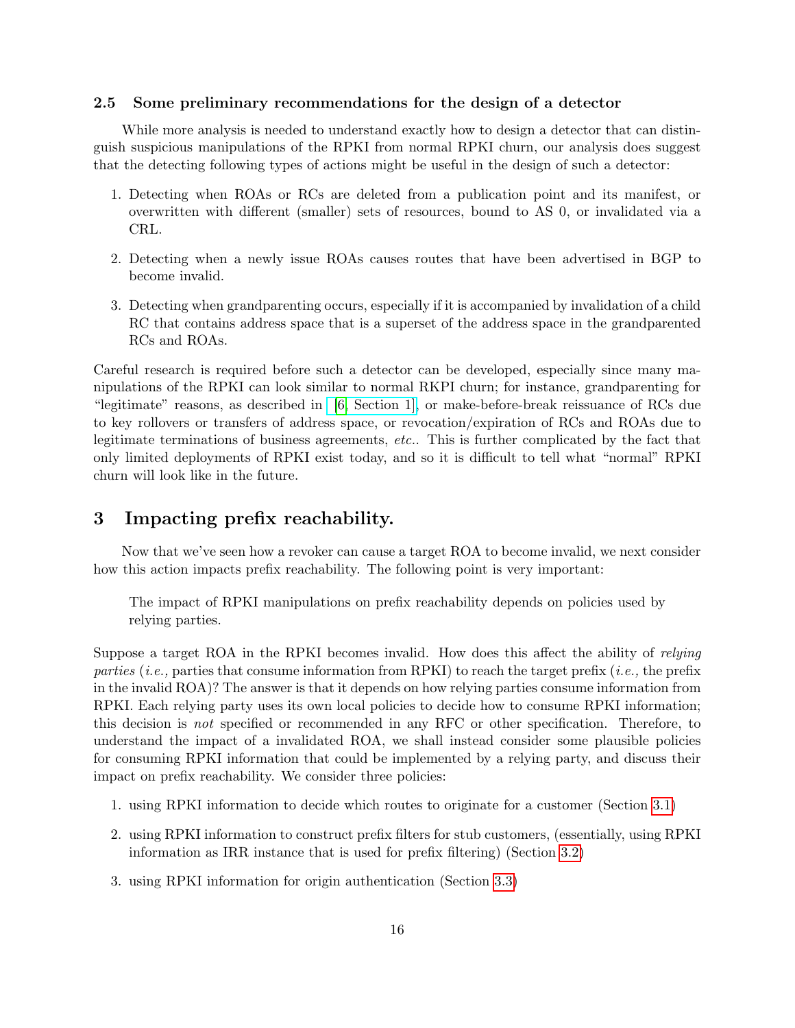### 2.5 Some preliminary recommendations for the design of a detector

While more analysis is needed to understand exactly how to design a detector that can distinguish suspicious manipulations of the RPKI from normal RPKI churn, our analysis does suggest that the detecting following types of actions might be useful in the design of such a detector:

1. Detecting when ROAs or RCs are deleted from a publication point and its manifest, or overwritten with different (smaller) sets of resources, bound to AS 0, or invalidated via a CRL.
2. Detecting when a newly issue ROAs causes routes that have been advertised in BGP to become invalid.
3. Detecting when grandparenting occurs, especially if it is accompanied by invalidation of a child RC that contains address space that is a superset of the address space in the grandparented RCs and ROAs.

Careful research is required before such a detector can be developed, especially since many manipulations of the RPKI can look similar to normal RKPI churn; for instance, grandparenting for "legitimate" reasons, as described in [6, Section 1], or make-before-break reissuance of RCs due to key rollovers or transfers of address space, or revocation/expiration of RCs and ROAs due to legitimate terminations of business agreements, *etc.*. This is further complicated by the fact that only limited deployments of RPKI exist today, and so it is difficult to tell what "normal" RPKI churn will look like in the future.

## 3 Impacting prefix reachability.

Now that we've seen how a revoker can cause a target ROA to become invalid, we next consider how this action impacts prefix reachability. The following point is very important:

> The impact of RPKI manipulations on prefix reachability depends on policies used by relying parties.

Suppose a target ROA in the RPKI becomes invalid. How does this affect the ability of *relying parties* (*i.e.,* parties that consume information from RPKI) to reach the target prefix (*i.e.,* the prefix in the invalid ROA)? The answer is that it depends on how relying parties consume information from RPKI. Each relying party uses its own local policies to decide how to consume RPKI information; this decision is *not* specified or recommended in any RFC or other specification. Therefore, to understand the impact of a invalidated ROA, we shall instead consider some plausible policies for consuming RPKI information that could be implemented by a relying party, and discuss their impact on prefix reachability. We consider three policies:

1. using RPKI information to decide which routes to originate for a customer (Section 3.1)
2. using RPKI information to construct prefix filters for stub customers, (essentially, using RPKI information as IRR instance that is used for prefix filtering) (Section 3.2)
3. using RPKI information for origin authentication (Section 3.3)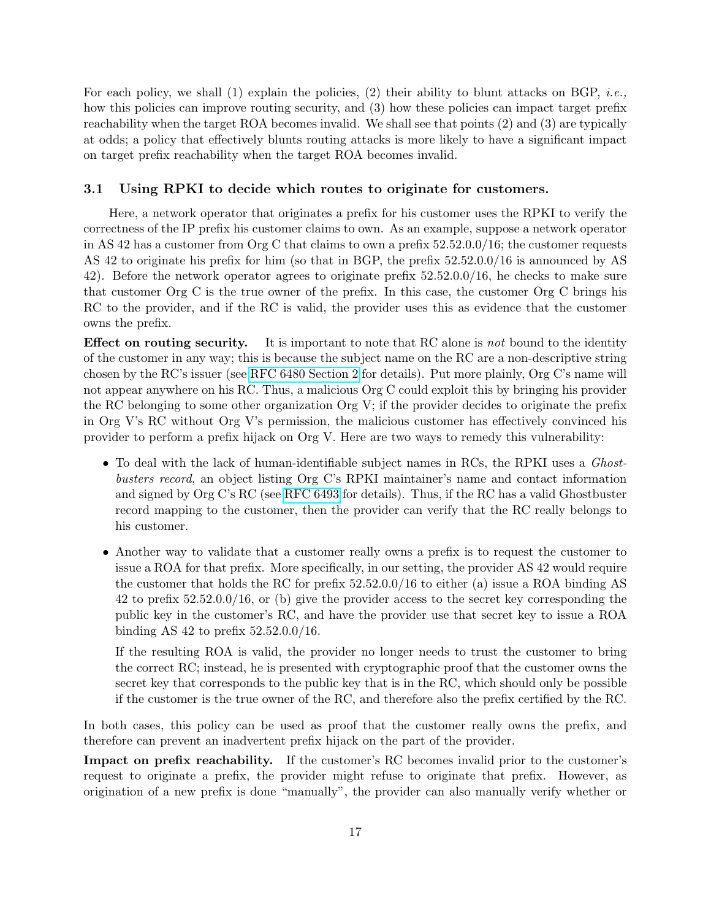For each policy, we shall (1) explain the policies, (2) their ability to blunt attacks on BGP, *i.e.,* how this policies can improve routing security, and (3) how these policies can impact target prefix reachability when the target ROA becomes invalid. We shall see that points (2) and (3) are typically at odds; a policy that effectively blunts routing attacks is more likely to have a significant impact on target prefix reachability when the target ROA becomes invalid.

### 3.1 Using RPKI to decide which routes to originate for customers.

Here, a network operator that originates a prefix for his customer uses the RPKI to verify the correctness of the IP prefix his customer claims to own. As an example, suppose a network operator in AS 42 has a customer from Org C that claims to own a prefix 52.52.0.0/16; the customer requests AS 42 to originate his prefix for him (so that in BGP, the prefix 52.52.0.0/16 is announced by AS 42). Before the network operator agrees to originate prefix 52.52.0.0/16, he checks to make sure that customer Org C is the true owner of the prefix. In this case, the customer Org C brings his RC to the provider, and if the RC is valid, the provider uses this as evidence that the customer owns the prefix.

**Effect on routing security.** It is important to note that RC alone is *not* bound to the identity of the customer in any way; this is because the subject name on the RC are a non-descriptive string chosen by the RC's issuer (see RFC 6480 Section 2 for details). Put more plainly, Org C's name will not appear anywhere on his RC. Thus, a malicious Org C could exploit this by bringing his provider the RC belonging to some other organization Org V; if the provider decides to originate the prefix in Org V's RC without Org V's permission, the malicious customer has effectively convinced his provider to perform a prefix hijack on Org V. Here are two ways to remedy this vulnerability:

- To deal with the lack of human-identifiable subject names in RCs, the RPKI uses a *Ghostbusters record*, an object listing Org C's RPKI maintainer's name and contact information and signed by Org C's RC (see RFC 6493 for details). Thus, if the RC has a valid Ghostbuster record mapping to the customer, then the provider can verify that the RC really belongs to his customer.
- Another way to validate that a customer really owns a prefix is to request the customer to issue a ROA for that prefix. More specifically, in our setting, the provider AS 42 would require the customer that holds the RC for prefix 52.52.0.0/16 to either (a) issue a ROA binding AS 42 to prefix 52.52.0.0/16, or (b) give the provider access to the secret key corresponding the public key in the customer's RC, and have the provider use that secret key to issue a ROA binding AS 42 to prefix 52.52.0.0/16.

  If the resulting ROA is valid, the provider no longer needs to trust the customer to bring the correct RC; instead, he is presented with cryptographic proof that the customer owns the secret key that corresponds to the public key that is in the RC, which should only be possible if the customer is the true owner of the RC, and therefore also the prefix certified by the RC.

In both cases, this policy can be used as proof that the customer really owns the prefix, and therefore can prevent an inadvertent prefix hijack on the part of the provider.

**Impact on prefix reachability.** If the customer's RC becomes invalid prior to the customer's request to originate a prefix, the provider might refuse to originate that prefix. However, as origination of a new prefix is done "manually", the provider can also manually verify whether or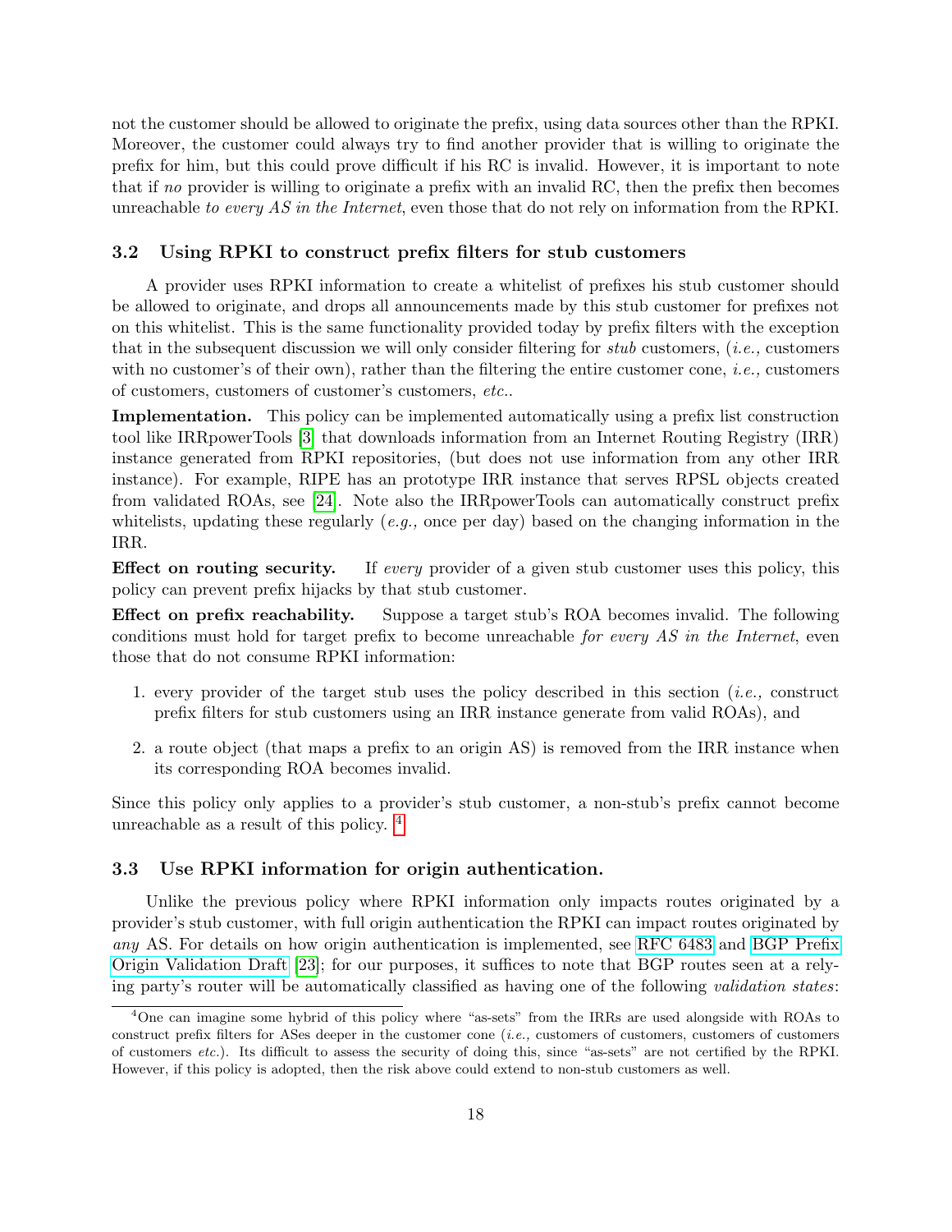not the customer should be allowed to originate the prefix, using data sources other than the RPKI. Moreover, the customer could always try to find another provider that is willing to originate the prefix for him, but this could prove difficult if his RC is invalid. However, it is important to note that if *no* provider is willing to originate a prefix with an invalid RC, then the prefix then becomes unreachable *to every AS in the Internet*, even those that do not rely on information from the RPKI.

### 3.2 Using RPKI to construct prefix filters for stub customers

A provider uses RPKI information to create a whitelist of prefixes his stub customer should be allowed to originate, and drops all announcements made by this stub customer for prefixes not on this whitelist. This is the same functionality provided today by prefix filters with the exception that in the subsequent discussion we will only consider filtering for *stub* customers, (*i.e.,* customers with no customer's of their own), rather than the filtering the entire customer cone, *i.e.,* customers of customers, customers of customer's customers, *etc.*.

**Implementation.** This policy can be implemented automatically using a prefix list construction tool like IRRpowerTools [3] that downloads information from an Internet Routing Registry (IRR) instance generated from RPKI repositories, (but does not use information from any other IRR instance). For example, RIPE has an prototype IRR instance that serves RPSL objects created from validated ROAs, see [24]. Note also the IRRpowerTools can automatically construct prefix whitelists, updating these regularly (*e.g.,* once per day) based on the changing information in the IRR.

**Effect on routing security.** If *every* provider of a given stub customer uses this policy, this policy can prevent prefix hijacks by that stub customer.

**Effect on prefix reachability.** Suppose a target stub's ROA becomes invalid. The following conditions must hold for target prefix to become unreachable *for every AS in the Internet*, even those that do not consume RPKI information:

1. every provider of the target stub uses the policy described in this section (*i.e.,* construct prefix filters for stub customers using an IRR instance generate from valid ROAs), and
2. a route object (that maps a prefix to an origin AS) is removed from the IRR instance when its corresponding ROA becomes invalid.

Since this policy only applies to a provider's stub customer, a non-stub's prefix cannot become unreachable as a result of this policy. [4]

### 3.3 Use RPKI information for origin authentication.

Unlike the previous policy where RPKI information only impacts routes originated by a provider's stub customer, with full origin authentication the RPKI can impact routes originated by *any* AS. For details on how origin authentication is implemented, see RFC 6483 and BGP Prefix Origin Validation Draft [23]; for our purposes, it suffices to note that BGP routes seen at a relying party's router will be automatically classified as having one of the following *validation states*:

[4] One can imagine some hybrid of this policy where "as-sets" from the IRRs are used alongside with ROAs to construct prefix filters for ASes deeper in the customer cone (*i.e.,* customers of customers, customers of customers of customers *etc.*). Its difficult to assess the security of doing this, since "as-sets" are not certified by the RPKI. However, if this policy is adopted, then the risk above could extend to non-stub customers as well.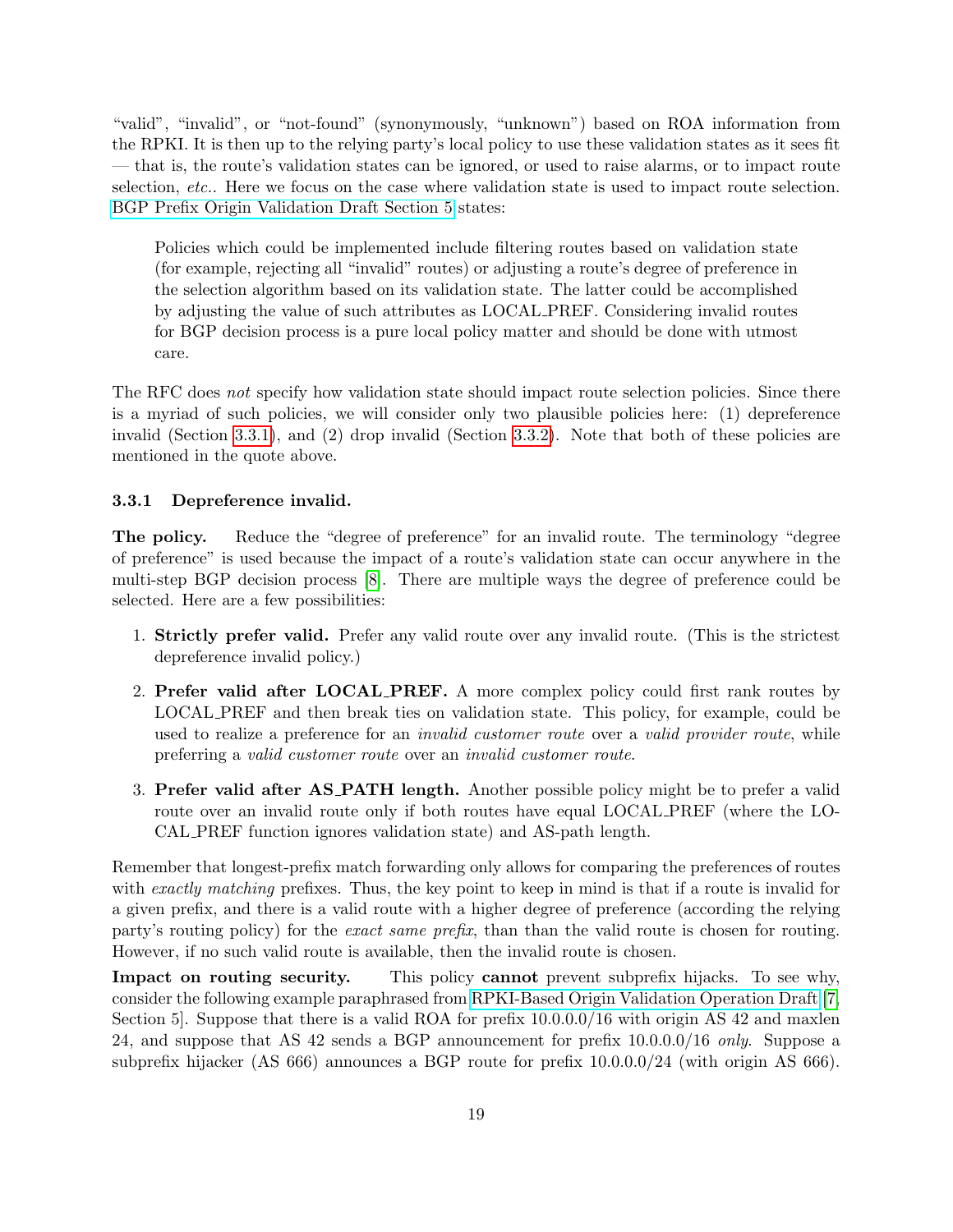"valid", "invalid", or "not-found" (synonymously, "unknown") based on ROA information from the RPKI. It is then up to the relying party's local policy to use these validation states as it sees fit — that is, the route's validation states can be ignored, or used to raise alarms, or to impact route selection, *etc.*. Here we focus on the case where validation state is used to impact route selection. BGP Prefix Origin Validation Draft Section 5 states:

> Policies which could be implemented include filtering routes based on validation state (for example, rejecting all "invalid" routes) or adjusting a route's degree of preference in the selection algorithm based on its validation state. The latter could be accomplished by adjusting the value of such attributes as LOCAL_PREF. Considering invalid routes for BGP decision process is a pure local policy matter and should be done with utmost care.

The RFC does *not* specify how validation state should impact route selection policies. Since there is a myriad of such policies, we will consider only two plausible policies here: (1) depreference invalid (Section 3.3.1), and (2) drop invalid (Section 3.3.2). Note that both of these policies are mentioned in the quote above.

### 3.3.1 Depreference invalid.

**The policy.** Reduce the "degree of preference" for an invalid route. The terminology "degree of preference" is used because the impact of a route's validation state can occur anywhere in the multi-step BGP decision process [8]. There are multiple ways the degree of preference could be selected. Here are a few possibilities:

1. **Strictly prefer valid.** Prefer any valid route over any invalid route. (This is the strictest depreference invalid policy.)
2. **Prefer valid after LOCAL_PREF.** A more complex policy could first rank routes by LOCAL_PREF and then break ties on validation state. This policy, for example, could be used to realize a preference for an *invalid customer route* over a *valid provider route*, while preferring a *valid customer route* over an *invalid customer route*.
3. **Prefer valid after AS_PATH length.** Another possible policy might be to prefer a valid route over an invalid route only if both routes have equal LOCAL_PREF (where the LOCAL_PREF function ignores validation state) and AS-path length.

Remember that longest-prefix match forwarding only allows for comparing the preferences of routes with *exactly matching* prefixes. Thus, the key point to keep in mind is that if a route is invalid for a given prefix, and there is a valid route with a higher degree of preference (according the relying party's routing policy) for the *exact same prefix*, than than the valid route is chosen for routing. However, if no such valid route is available, then the invalid route is chosen.

**Impact on routing security.** This policy **cannot** prevent subprefix hijacks. To see why, consider the following example paraphrased from RPKI-Based Origin Validation Operation Draft [7, Section 5]. Suppose that there is a valid ROA for prefix 10.0.0.0/16 with origin AS 42 and maxlen 24, and suppose that AS 42 sends a BGP announcement for prefix 10.0.0.0/16 *only*. Suppose a subprefix hijacker (AS 666) announces a BGP route for prefix 10.0.0.0/24 (with origin AS 666).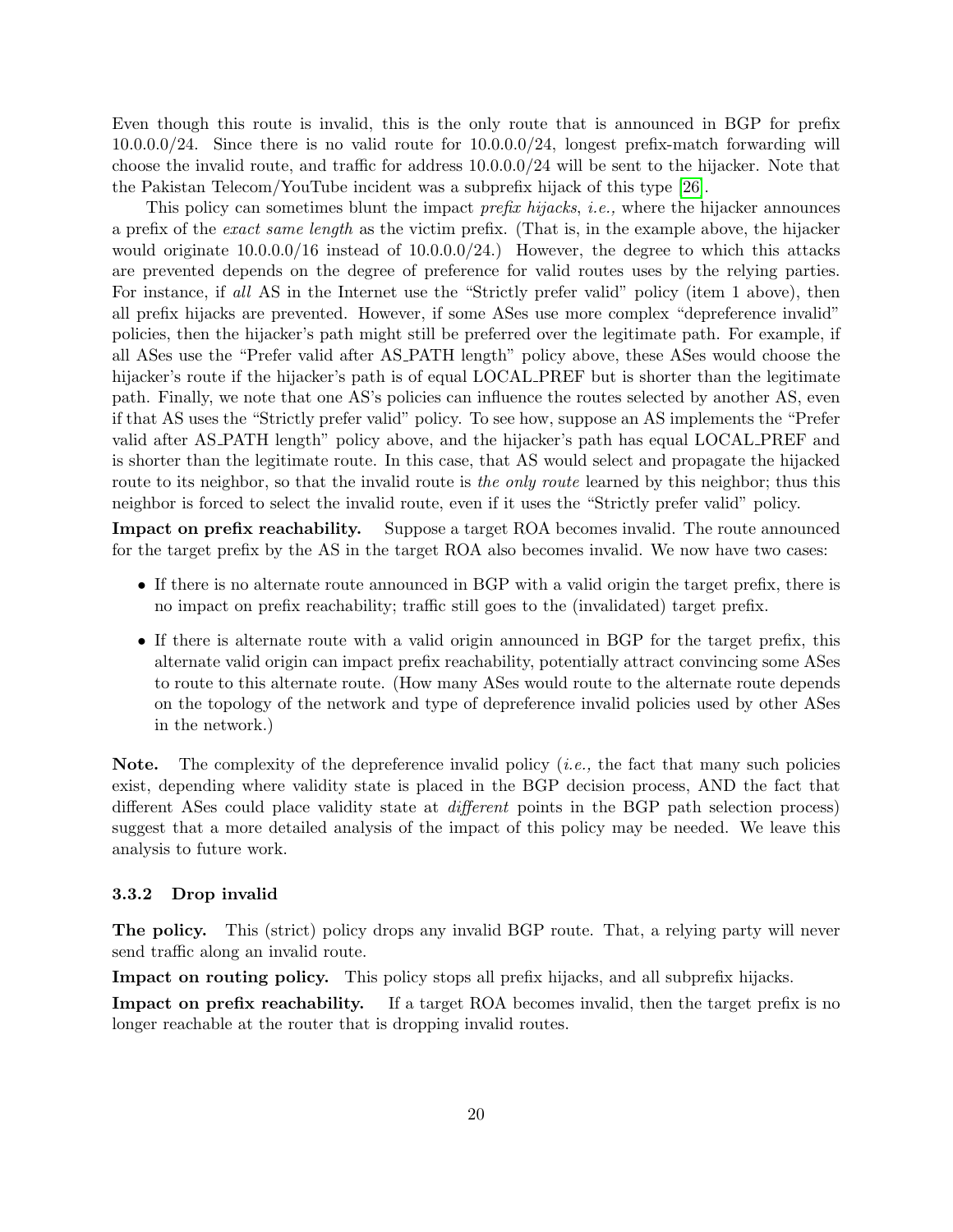Even though this route is invalid, this is the only route that is announced in BGP for prefix 10.0.0.0/24. Since there is no valid route for 10.0.0.0/24, longest prefix-match forwarding will choose the invalid route, and traffic for address 10.0.0.0/24 will be sent to the hijacker. Note that the Pakistan Telecom/YouTube incident was a subprefix hijack of this type [26].

This policy can sometimes blunt the impact *prefix hijacks*, *i.e.,* where the hijacker announces a prefix of the *exact same length* as the victim prefix. (That is, in the example above, the hijacker would originate 10.0.0.0/16 instead of 10.0.0.0/24.) However, the degree to which this attacks are prevented depends on the degree of preference for valid routes uses by the relying parties. For instance, if *all* AS in the Internet use the "Strictly prefer valid" policy (item 1 above), then all prefix hijacks are prevented. However, if some ASes use more complex "depreference invalid" policies, then the hijacker's path might still be preferred over the legitimate path. For example, if all ASes use the "Prefer valid after AS_PATH length" policy above, these ASes would choose the hijacker's route if the hijacker's path is of equal LOCAL_PREF but is shorter than the legitimate path. Finally, we note that one AS's policies can influence the routes selected by another AS, even if that AS uses the "Strictly prefer valid" policy. To see how, suppose an AS implements the "Prefer valid after AS_PATH length" policy above, and the hijacker's path has equal LOCAL_PREF and is shorter than the legitimate route. In this case, that AS would select and propagate the hijacked route to its neighbor, so that the invalid route is *the only route* learned by this neighbor; thus this neighbor is forced to select the invalid route, even if it uses the "Strictly prefer valid" policy.

**Impact on prefix reachability.** Suppose a target ROA becomes invalid. The route announced for the target prefix by the AS in the target ROA also becomes invalid. We now have two cases:

- If there is no alternate route announced in BGP with a valid origin the target prefix, there is no impact on prefix reachability; traffic still goes to the (invalidated) target prefix.
- If there is alternate route with a valid origin announced in BGP for the target prefix, this alternate valid origin can impact prefix reachability, potentially attract convincing some ASes to route to this alternate route. (How many ASes would route to the alternate route depends on the topology of the network and type of depreference invalid policies used by other ASes in the network.)

**Note.** The complexity of the depreference invalid policy (*i.e.,* the fact that many such policies exist, depending where validity state is placed in the BGP decision process, AND the fact that different ASes could place validity state at *different* points in the BGP path selection process) suggest that a more detailed analysis of the impact of this policy may be needed. We leave this analysis to future work.

### 3.3.2 Drop invalid

**The policy.** This (strict) policy drops any invalid BGP route. That, a relying party will never send traffic along an invalid route.

**Impact on routing policy.** This policy stops all prefix hijacks, and all subprefix hijacks.

**Impact on prefix reachability.** If a target ROA becomes invalid, then the target prefix is no longer reachable at the router that is dropping invalid routes.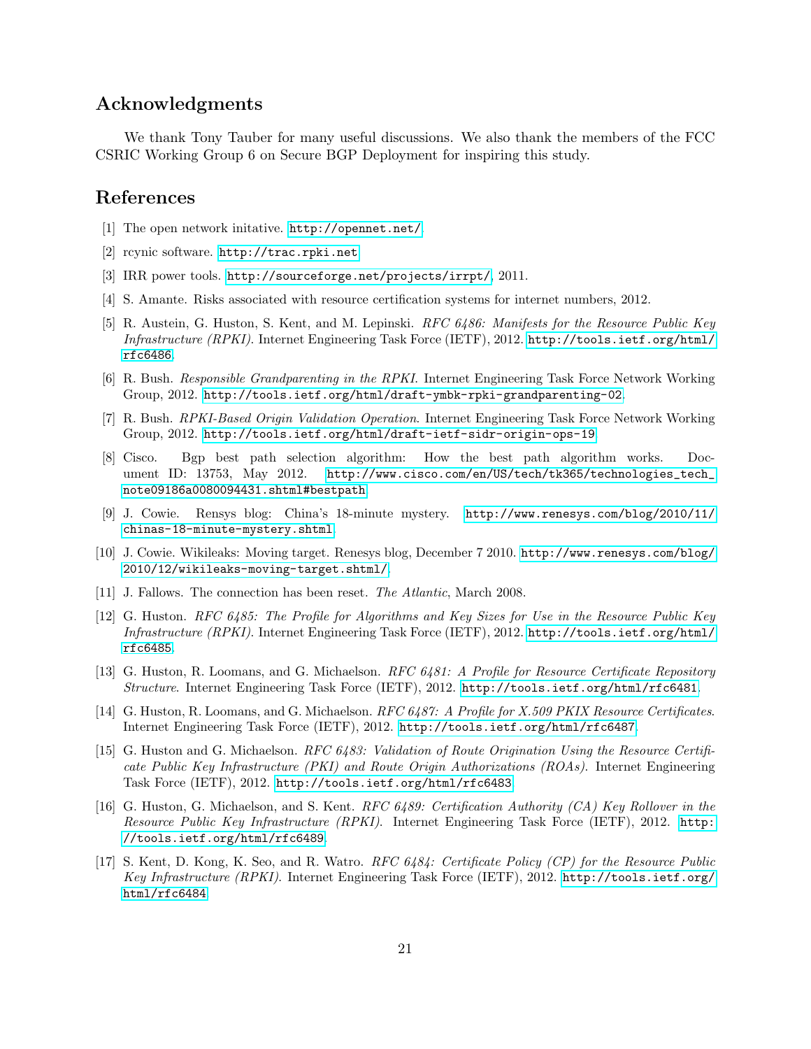## Acknowledgments

We thank Tony Tauber for many useful discussions. We also thank the members of the FCC CSRIC Working Group 6 on Secure BGP Deployment for inspiring this study.

## References

[1] The open network initative. http://opennet.net/.

[2] rcynic software. http://trac.rpki.net.

[3] IRR power tools. http://sourceforge.net/projects/irrpt/, 2011.

[4] S. Amante. Risks associated with resource certification systems for internet numbers, 2012.

[5] R. Austein, G. Huston, S. Kent, and M. Lepinski. *RFC 6486: Manifests for the Resource Public Key Infrastructure (RPKI)*. Internet Engineering Task Force (IETF), 2012. http://tools.ietf.org/html/rfc6486.

[6] R. Bush. *Responsible Grandparenting in the RPKI*. Internet Engineering Task Force Network Working Group, 2012. http://tools.ietf.org/html/draft-ymbk-rpki-grandparenting-02.

[7] R. Bush. *RPKI-Based Origin Validation Operation*. Internet Engineering Task Force Network Working Group, 2012. http://tools.ietf.org/html/draft-ietf-sidr-origin-ops-19.

[8] Cisco. Bgp best path selection algorithm: How the best path algorithm works. Document ID: 13753, May 2012. http://www.cisco.com/en/US/tech/tk365/technologies_tech_note09186a0080094431.shtml#bestpath.

[9] J. Cowie. Rensys blog: China's 18-minute mystery. http://www.renesys.com/blog/2010/11/chinas-18-minute-mystery.shtml.

[10] J. Cowie. Wikileaks: Moving target. Renesys blog, December 7 2010. http://www.renesys.com/blog/2010/12/wikileaks-moving-target.shtml/.

[11] J. Fallows. The connection has been reset. *The Atlantic*, March 2008.

[12] G. Huston. *RFC 6485: The Profile for Algorithms and Key Sizes for Use in the Resource Public Key Infrastructure (RPKI)*. Internet Engineering Task Force (IETF), 2012. http://tools.ietf.org/html/rfc6485.

[13] G. Huston, R. Loomans, and G. Michaelson. *RFC 6481: A Profile for Resource Certificate Repository Structure*. Internet Engineering Task Force (IETF), 2012. http://tools.ietf.org/html/rfc6481.

[14] G. Huston, R. Loomans, and G. Michaelson. *RFC 6487: A Profile for X.509 PKIX Resource Certificates*. Internet Engineering Task Force (IETF), 2012. http://tools.ietf.org/html/rfc6487.

[15] G. Huston and G. Michaelson. *RFC 6483: Validation of Route Origination Using the Resource Certificate Public Key Infrastructure (PKI) and Route Origin Authorizations (ROAs)*. Internet Engineering Task Force (IETF), 2012. http://tools.ietf.org/html/rfc6483.

[16] G. Huston, G. Michaelson, and S. Kent. *RFC 6489: Certification Authority (CA) Key Rollover in the Resource Public Key Infrastructure (RPKI)*. Internet Engineering Task Force (IETF), 2012. http://tools.ietf.org/html/rfc6489.

[17] S. Kent, D. Kong, K. Seo, and R. Watro. *RFC 6484: Certificate Policy (CP) for the Resource Public Key Infrastructure (RPKI)*. Internet Engineering Task Force (IETF), 2012. http://tools.ietf.org/html/rfc6484.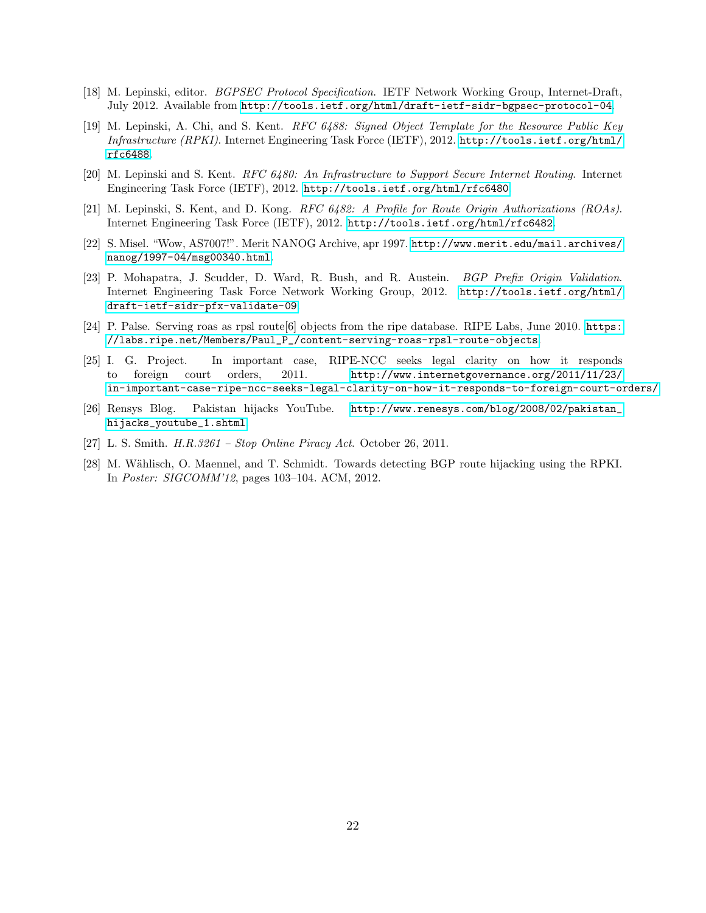[18] M. Lepinski, editor. *BGPSEC Protocol Specification*. IETF Network Working Group, Internet-Draft, July 2012. Available from http://tools.ietf.org/html/draft-ietf-sidr-bgpsec-protocol-04.

[19] M. Lepinski, A. Chi, and S. Kent. *RFC 6488: Signed Object Template for the Resource Public Key Infrastructure (RPKI)*. Internet Engineering Task Force (IETF), 2012. http://tools.ietf.org/html/rfc6488.

[20] M. Lepinski and S. Kent. *RFC 6480: An Infrastructure to Support Secure Internet Routing*. Internet Engineering Task Force (IETF), 2012. http://tools.ietf.org/html/rfc6480.

[21] M. Lepinski, S. Kent, and D. Kong. *RFC 6482: A Profile for Route Origin Authorizations (ROAs)*. Internet Engineering Task Force (IETF), 2012. http://tools.ietf.org/html/rfc6482.

[22] S. Misel. "Wow, AS7007!". Merit NANOG Archive, apr 1997. http://www.merit.edu/mail.archives/nanog/1997-04/msg00340.html.

[23] P. Mohapatra, J. Scudder, D. Ward, R. Bush, and R. Austein. *BGP Prefix Origin Validation*. Internet Engineering Task Force Network Working Group, 2012. http://tools.ietf.org/html/draft-ietf-sidr-pfx-validate-09.

[24] P. Palse. Serving roas as rpsl route[6] objects from the ripe database. RIPE Labs, June 2010. https://labs.ripe.net/Members/Paul_P_/content-serving-roas-rpsl-route-objects.

[25] I. G. Project. In important case, RIPE-NCC seeks legal clarity on how it responds to foreign court orders, 2011. http://www.internetgovernance.org/2011/11/23/in-important-case-ripe-ncc-seeks-legal-clarity-on-how-it-responds-to-foreign-court-orders/.

[26] Rensys Blog. Pakistan hijacks YouTube. http://www.renesys.com/blog/2008/02/pakistan_hijacks_youtube_1.shtml.

[27] L. S. Smith. *H.R.3261 – Stop Online Piracy Act*. October 26, 2011.

[28] M. Wählisch, O. Maennel, and T. Schmidt. Towards detecting BGP route hijacking using the RPKI. In *Poster: SIGCOMM'12*, pages 103–104. ACM, 2012.